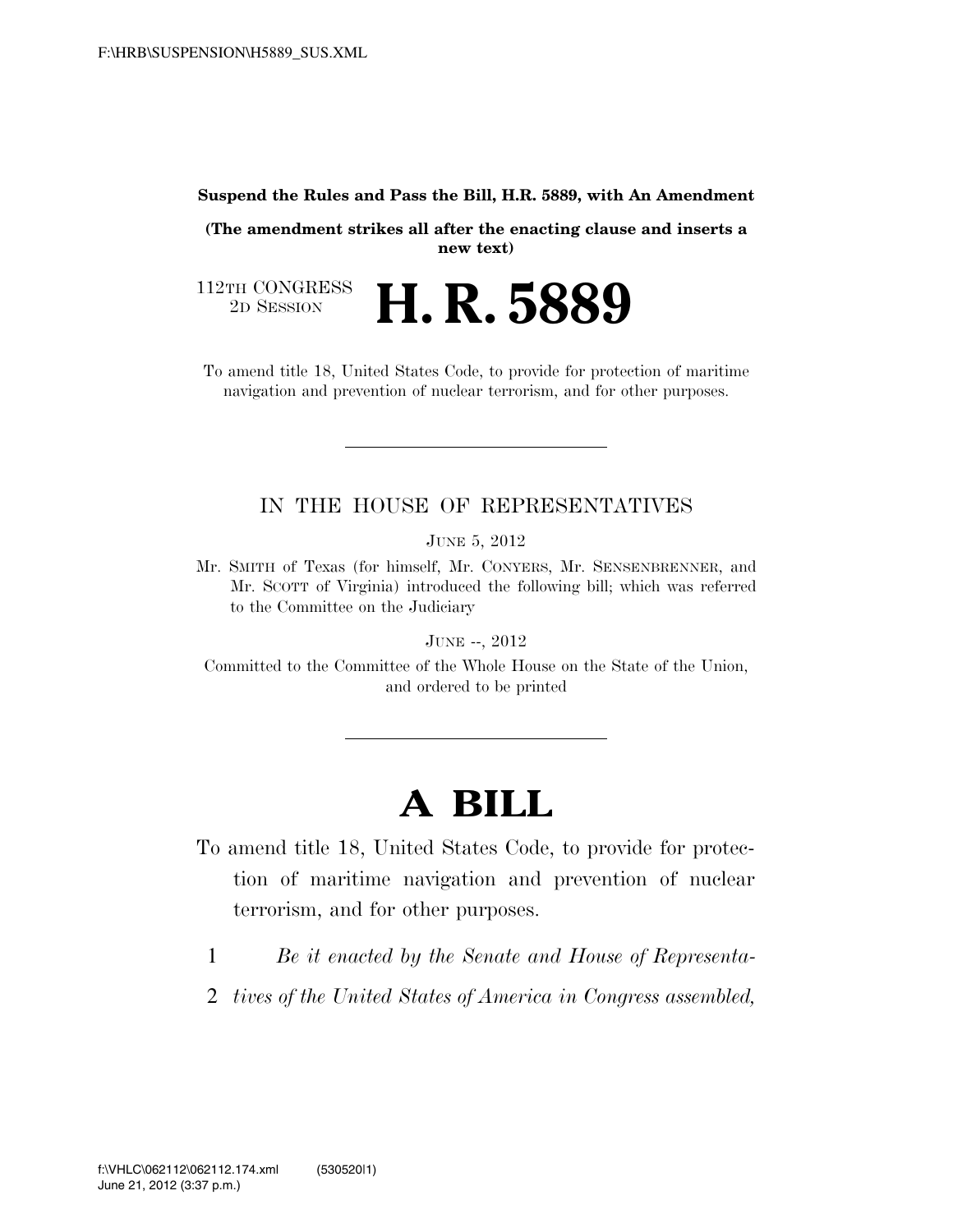**Suspend the Rules and Pass the Bill, H.R. 5889, with An Amendment**

**(The amendment strikes all after the enacting clause and inserts a new text)**

112TH CONGRESS
2D SESSION

# H. R. 5889

To amend title 18, United States Code, to provide for protection of maritime navigation and prevention of nuclear terrorism, and for other purposes.

---

IN THE HOUSE OF REPRESENTATIVES

JUNE 5, 2012

Mr. SMITH of Texas (for himself, Mr. CONYERS, Mr. SENSENBRENNER, and Mr. SCOTT of Virginia) introduced the following bill; which was referred to the Committee on the Judiciary

JUNE --, 2012

Committed to the Committee of the Whole House on the State of the Union, and ordered to be printed

---

# A BILL

To amend title 18, United States Code, to provide for protection of maritime navigation and prevention of nuclear terrorism, and for other purposes.

1 *Be it enacted by the Senate and House of Representa-*
2 *tives of the United States of America in Congress assembled,*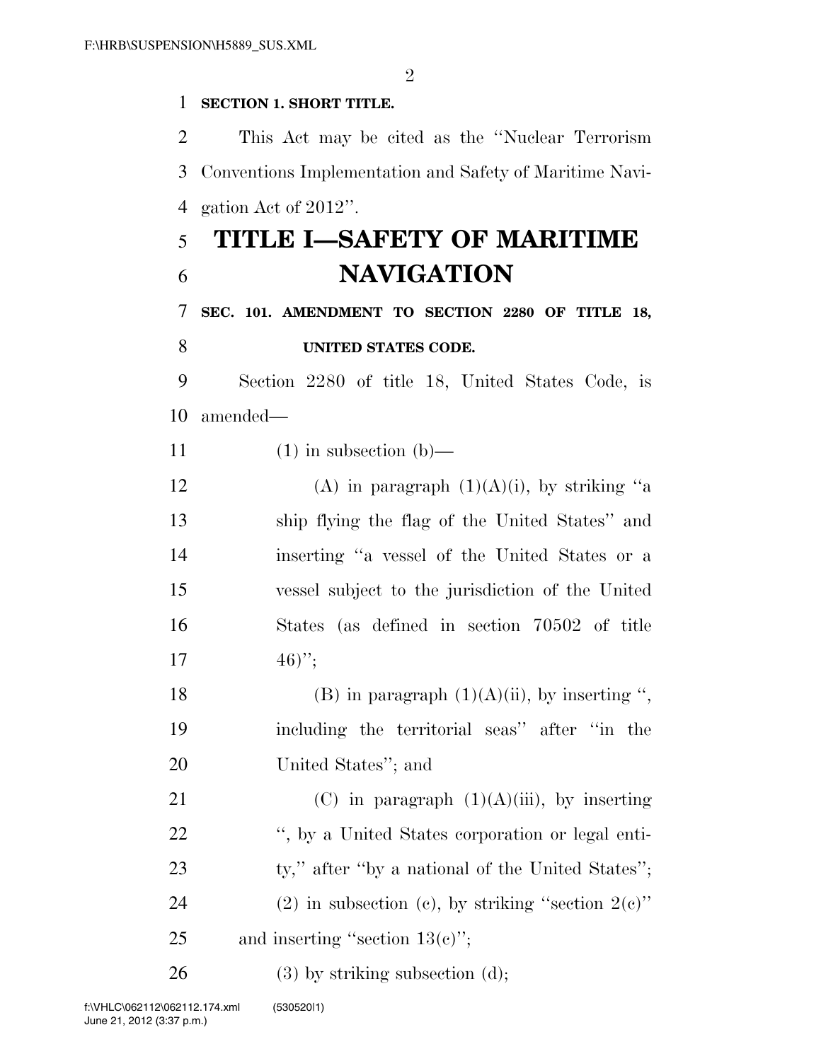**SECTION 1. SHORT TITLE.**

This Act may be cited as the ''Nuclear Terrorism Conventions Implementation and Safety of Maritime Navigation Act of 2012''.

# TITLE I—SAFETY OF MARITIME NAVIGATION

**SEC. 101. AMENDMENT TO SECTION 2280 OF TITLE 18, UNITED STATES CODE.**

Section 2280 of title 18, United States Code, is amended—

(1) in subsection (b)—

(A) in paragraph (1)(A)(i), by striking ''a ship flying the flag of the United States'' and inserting ''a vessel of the United States or a vessel subject to the jurisdiction of the United States (as defined in section 70502 of title 46)'';

(B) in paragraph (1)(A)(ii), by inserting '', including the territorial seas'' after ''in the United States''; and

(C) in paragraph (1)(A)(iii), by inserting '', by a United States corporation or legal entity,'' after ''by a national of the United States'';

(2) in subsection (c), by striking ''section 2(c)'' and inserting ''section 13(c)'';

(3) by striking subsection (d);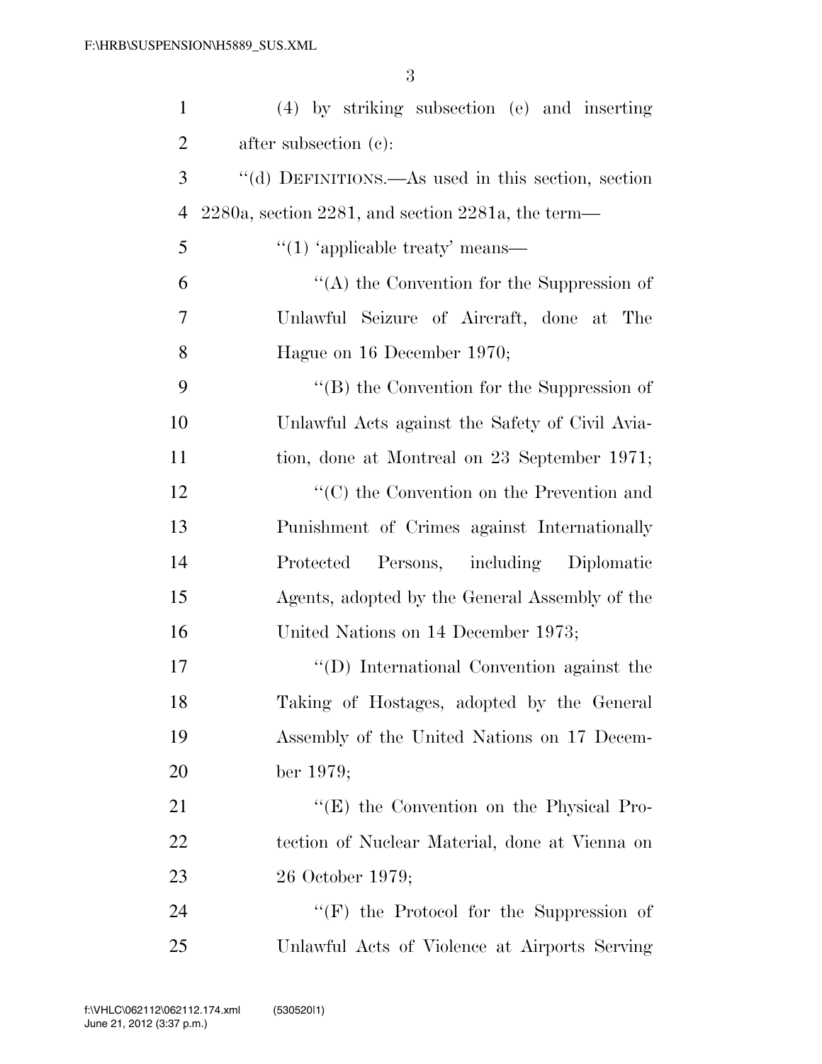(4) by striking subsection (e) and inserting after subsection (c):

''(d) DEFINITIONS.—As used in this section, section 2280a, section 2281, and section 2281a, the term—

''(1) 'applicable treaty' means—

''(A) the Convention for the Suppression of Unlawful Seizure of Aircraft, done at The Hague on 16 December 1970;

''(B) the Convention for the Suppression of Unlawful Acts against the Safety of Civil Aviation, done at Montreal on 23 September 1971;

''(C) the Convention on the Prevention and Punishment of Crimes against Internationally Protected Persons, including Diplomatic Agents, adopted by the General Assembly of the United Nations on 14 December 1973;

''(D) International Convention against the Taking of Hostages, adopted by the General Assembly of the United Nations on 17 December 1979;

''(E) the Convention on the Physical Protection of Nuclear Material, done at Vienna on 26 October 1979;

''(F) the Protocol for the Suppression of Unlawful Acts of Violence at Airports Serving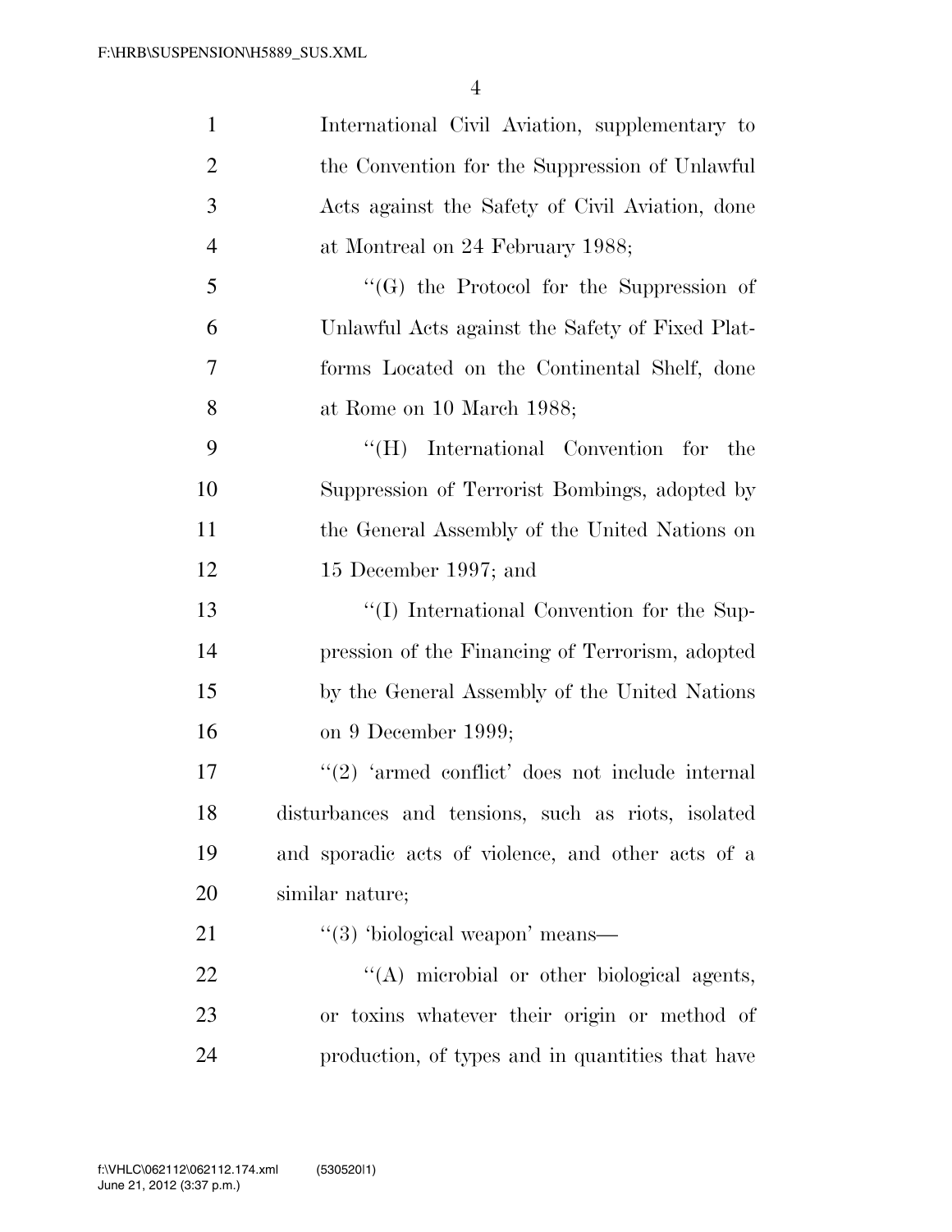International Civil Aviation, supplementary to the Convention for the Suppression of Unlawful Acts against the Safety of Civil Aviation, done at Montreal on 24 February 1988;

''(G) the Protocol for the Suppression of Unlawful Acts against the Safety of Fixed Platforms Located on the Continental Shelf, done at Rome on 10 March 1988;

''(H) International Convention for the Suppression of Terrorist Bombings, adopted by the General Assembly of the United Nations on 15 December 1997; and

''(I) International Convention for the Suppression of the Financing of Terrorism, adopted by the General Assembly of the United Nations on 9 December 1999;

''(2) 'armed conflict' does not include internal disturbances and tensions, such as riots, isolated and sporadic acts of violence, and other acts of a similar nature;

''(3) 'biological weapon' means—

''(A) microbial or other biological agents, or toxins whatever their origin or method of production, of types and in quantities that have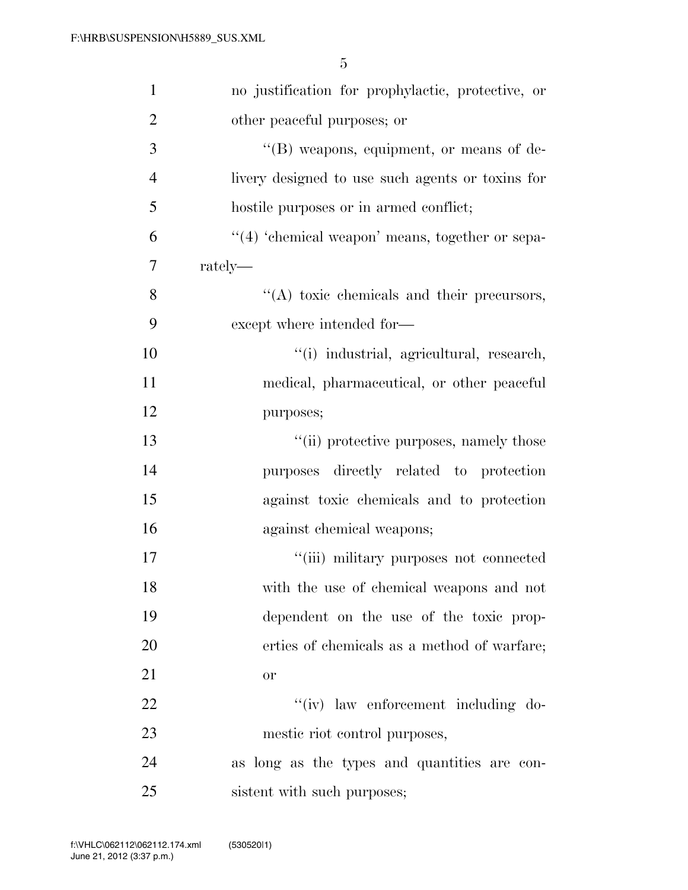no justification for prophylactic, protective, or other peaceful purposes; or

''(B) weapons, equipment, or means of delivery designed to use such agents or toxins for hostile purposes or in armed conflict;

''(4) 'chemical weapon' means, together or separately—

''(A) toxic chemicals and their precursors, except where intended for—

''(i) industrial, agricultural, research, medical, pharmaceutical, or other peaceful purposes;

''(ii) protective purposes, namely those purposes directly related to protection against toxic chemicals and to protection against chemical weapons;

''(iii) military purposes not connected with the use of chemical weapons and not dependent on the use of the toxic properties of chemicals as a method of warfare; or

''(iv) law enforcement including domestic riot control purposes,

as long as the types and quantities are consistent with such purposes;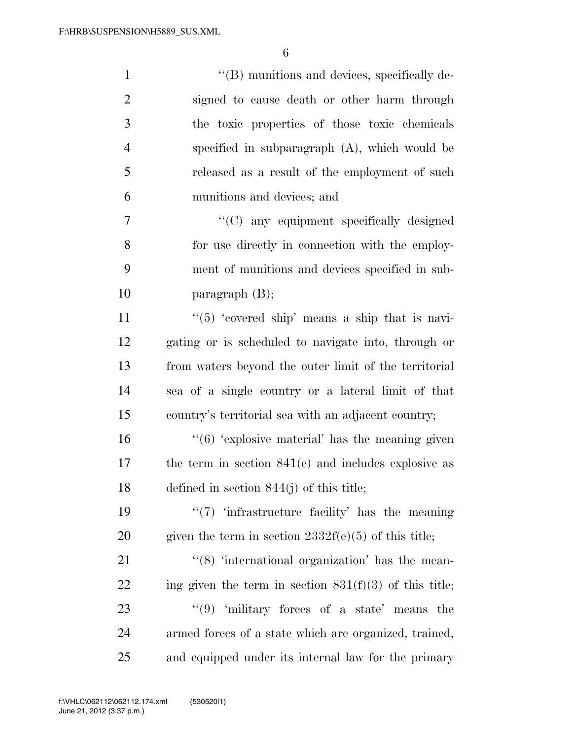''(B) munitions and devices, specifically designed to cause death or other harm through the toxic properties of those toxic chemicals specified in subparagraph (A), which would be released as a result of the employment of such munitions and devices; and

''(C) any equipment specifically designed for use directly in connection with the employment of munitions and devices specified in subparagraph (B);

''(5) 'covered ship' means a ship that is navigating or is scheduled to navigate into, through or from waters beyond the outer limit of the territorial sea of a single country or a lateral limit of that country's territorial sea with an adjacent country;

''(6) 'explosive material' has the meaning given the term in section 841(c) and includes explosive as defined in section 844(j) of this title;

''(7) 'infrastructure facility' has the meaning given the term in section 2332f(e)(5) of this title;

''(8) 'international organization' has the meaning given the term in section 831(f)(3) of this title;

''(9) 'military forces of a state' means the armed forces of a state which are organized, trained, and equipped under its internal law for the primary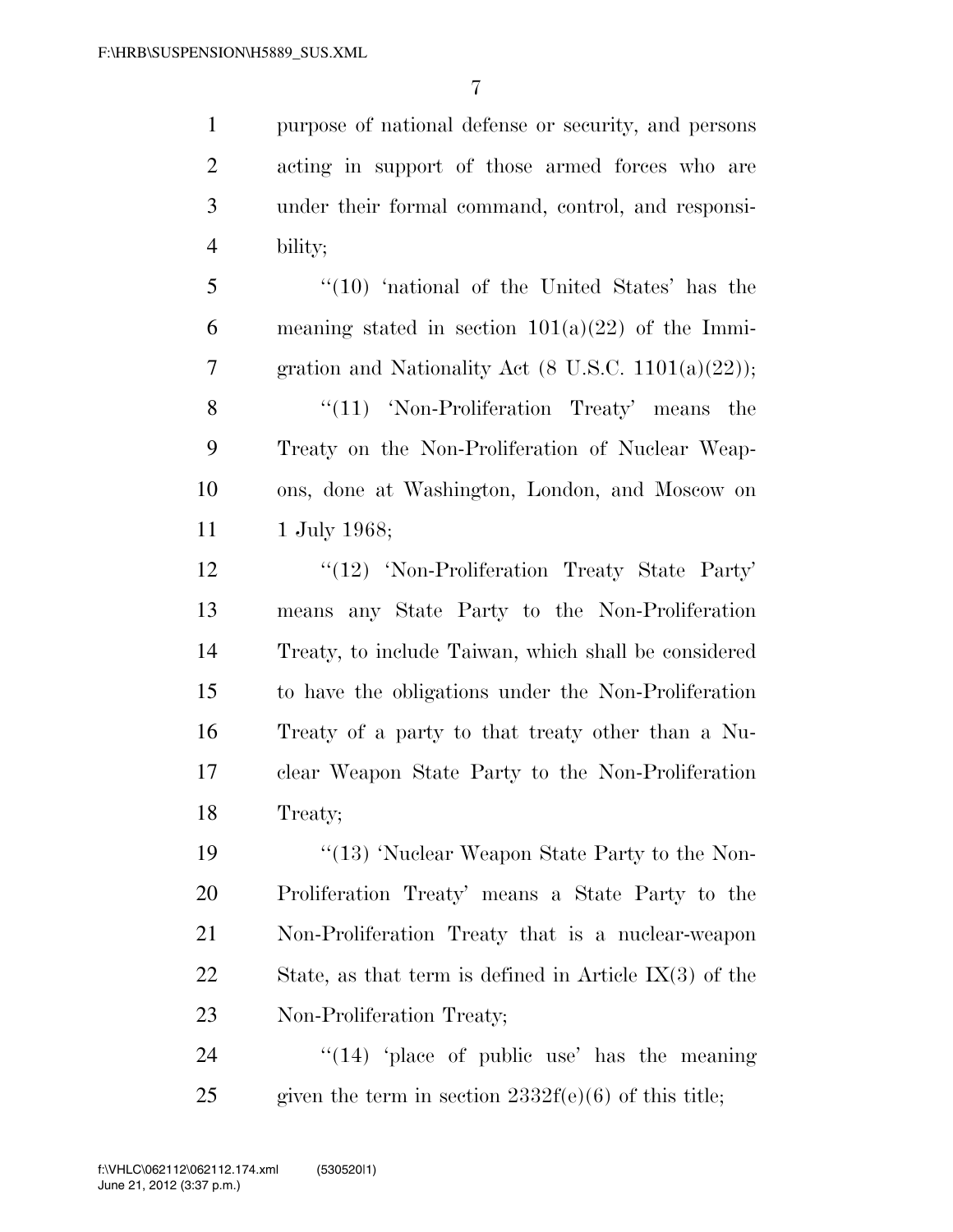purpose of national defense or security, and persons acting in support of those armed forces who are under their formal command, control, and responsibility;

''(10) 'national of the United States' has the meaning stated in section 101(a)(22) of the Immigration and Nationality Act (8 U.S.C. 1101(a)(22));

''(11) 'Non-Proliferation Treaty' means the Treaty on the Non-Proliferation of Nuclear Weapons, done at Washington, London, and Moscow on 1 July 1968;

''(12) 'Non-Proliferation Treaty State Party' means any State Party to the Non-Proliferation Treaty, to include Taiwan, which shall be considered to have the obligations under the Non-Proliferation Treaty of a party to that treaty other than a Nuclear Weapon State Party to the Non-Proliferation Treaty;

''(13) 'Nuclear Weapon State Party to the Non-Proliferation Treaty' means a State Party to the Non-Proliferation Treaty that is a nuclear-weapon State, as that term is defined in Article IX(3) of the Non-Proliferation Treaty;

''(14) 'place of public use' has the meaning given the term in section 2332f(e)(6) of this title;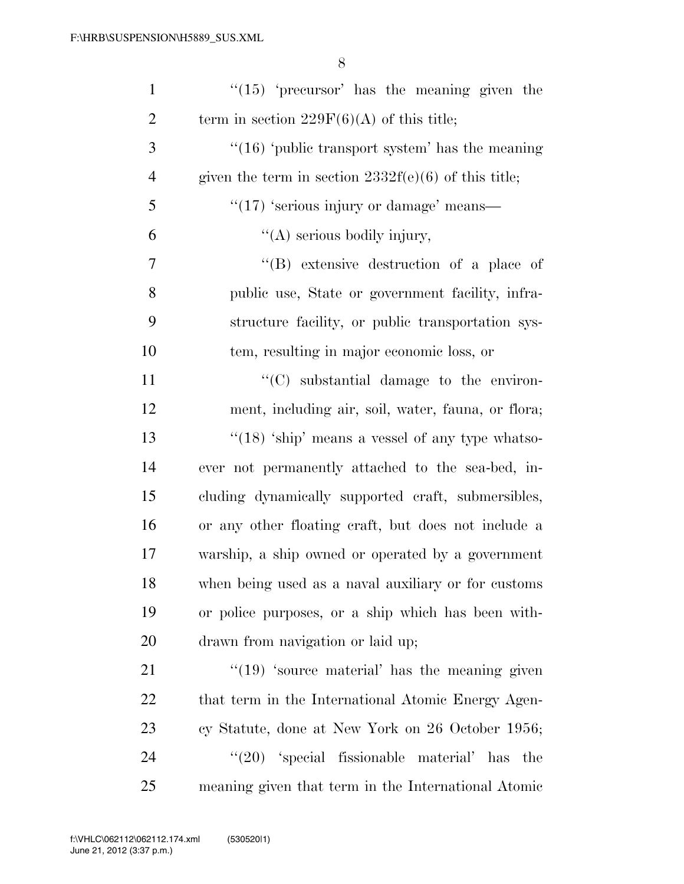''(15) 'precursor' has the meaning given the term in section 229F(6)(A) of this title;

''(16) 'public transport system' has the meaning given the term in section 2332f(e)(6) of this title;

''(17) 'serious injury or damage' means—

''(A) serious bodily injury,

''(B) extensive destruction of a place of public use, State or government facility, infrastructure facility, or public transportation system, resulting in major economic loss, or

''(C) substantial damage to the environment, including air, soil, water, fauna, or flora;

''(18) 'ship' means a vessel of any type whatsoever not permanently attached to the sea-bed, including dynamically supported craft, submersibles, or any other floating craft, but does not include a warship, a ship owned or operated by a government when being used as a naval auxiliary or for customs or police purposes, or a ship which has been withdrawn from navigation or laid up;

''(19) 'source material' has the meaning given that term in the International Atomic Energy Agency Statute, done at New York on 26 October 1956;

''(20) 'special fissionable material' has the meaning given that term in the International Atomic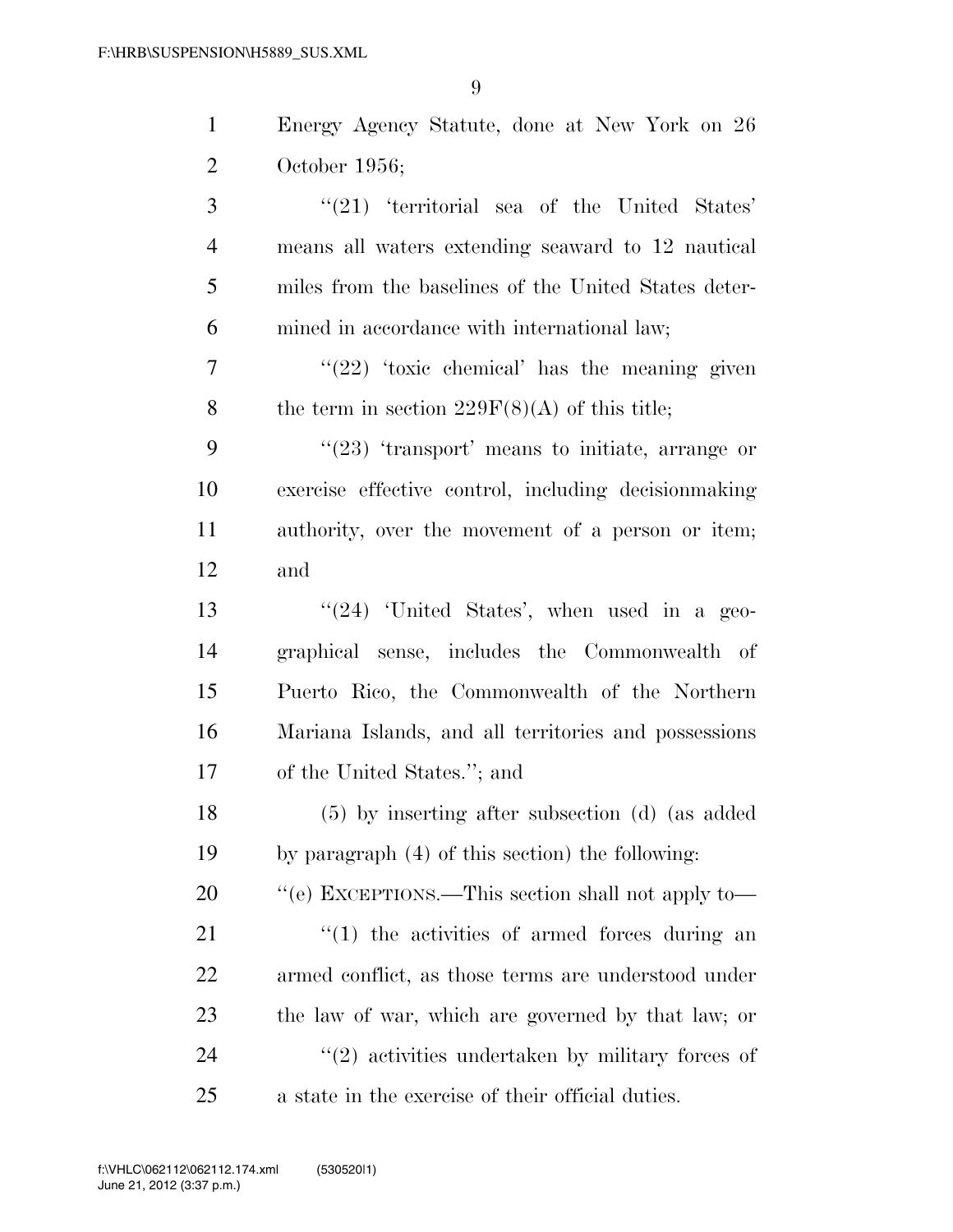Energy Agency Statute, done at New York on 26 October 1956;

''(21) 'territorial sea of the United States' means all waters extending seaward to 12 nautical miles from the baselines of the United States determined in accordance with international law;

''(22) 'toxic chemical' has the meaning given the term in section 229F(8)(A) of this title;

''(23) 'transport' means to initiate, arrange or exercise effective control, including decisionmaking authority, over the movement of a person or item; and

''(24) 'United States', when used in a geographical sense, includes the Commonwealth of Puerto Rico, the Commonwealth of the Northern Mariana Islands, and all territories and possessions of the United States.''; and

(5) by inserting after subsection (d) (as added by paragraph (4) of this section) the following:

''(e) EXCEPTIONS.—This section shall not apply to—

''(1) the activities of armed forces during an armed conflict, as those terms are understood under the law of war, which are governed by that law; or

''(2) activities undertaken by military forces of a state in the exercise of their official duties.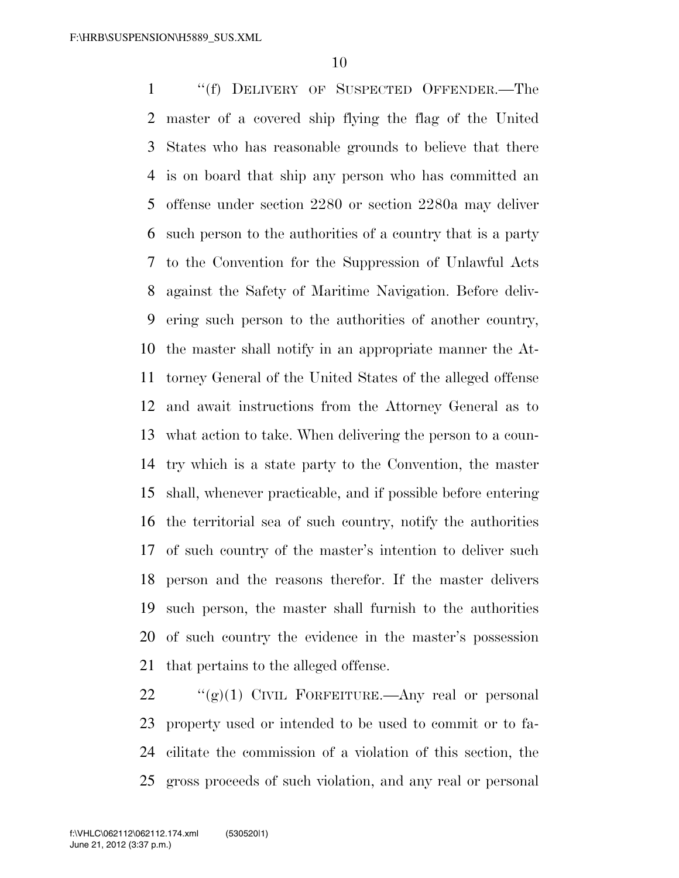"(f) DELIVERY OF SUSPECTED OFFENDER.—The master of a covered ship flying the flag of the United States who has reasonable grounds to believe that there is on board that ship any person who has committed an offense under section 2280 or section 2280a may deliver such person to the authorities of a country that is a party to the Convention for the Suppression of Unlawful Acts against the Safety of Maritime Navigation. Before delivering such person to the authorities of another country, the master shall notify in an appropriate manner the Attorney General of the United States of the alleged offense and await instructions from the Attorney General as to what action to take. When delivering the person to a country which is a state party to the Convention, the master shall, whenever practicable, and if possible before entering the territorial sea of such country, notify the authorities of such country of the master's intention to deliver such person and the reasons therefor. If the master delivers such person, the master shall furnish to the authorities of such country the evidence in the master's possession that pertains to the alleged offense.

"(g)(1) CIVIL FORFEITURE.—Any real or personal property used or intended to be used to commit or to facilitate the commission of a violation of this section, the gross proceeds of such violation, and any real or personal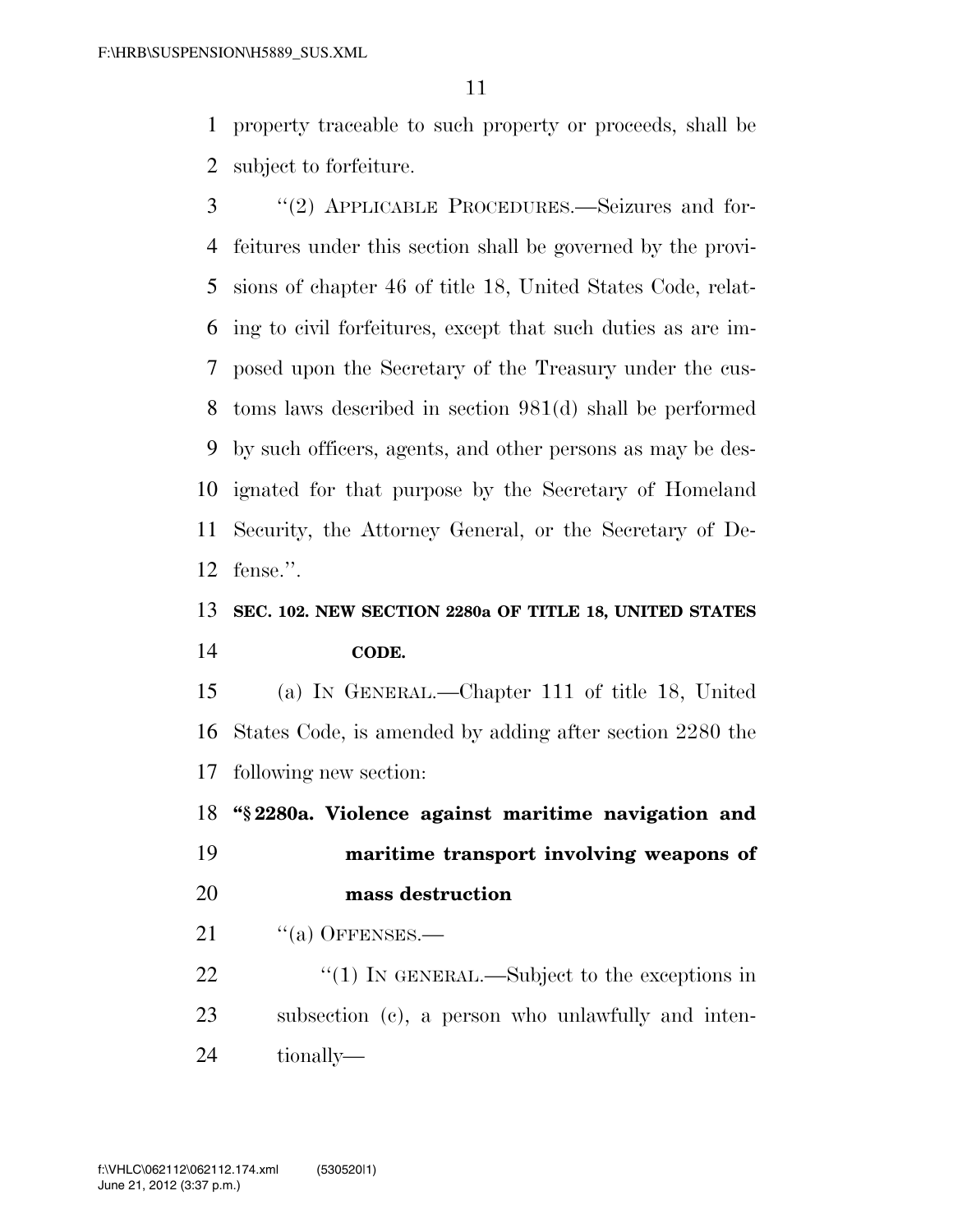property traceable to such property or proceeds, shall be subject to forfeiture.

"(2) APPLICABLE PROCEDURES.—Seizures and forfeitures under this section shall be governed by the provisions of chapter 46 of title 18, United States Code, relating to civil forfeitures, except that such duties as are imposed upon the Secretary of the Treasury under the customs laws described in section 981(d) shall be performed by such officers, agents, and other persons as may be designated for that purpose by the Secretary of Homeland Security, the Attorney General, or the Secretary of Defense.".

**SEC. 102. NEW SECTION 2280a OF TITLE 18, UNITED STATES CODE.**

(a) IN GENERAL.—Chapter 111 of title 18, United States Code, is amended by adding after section 2280 the following new section:

**"§ 2280a. Violence against maritime navigation and maritime transport involving weapons of mass destruction**

"(a) OFFENSES.—

"(1) IN GENERAL.—Subject to the exceptions in subsection (c), a person who unlawfully and intentionally—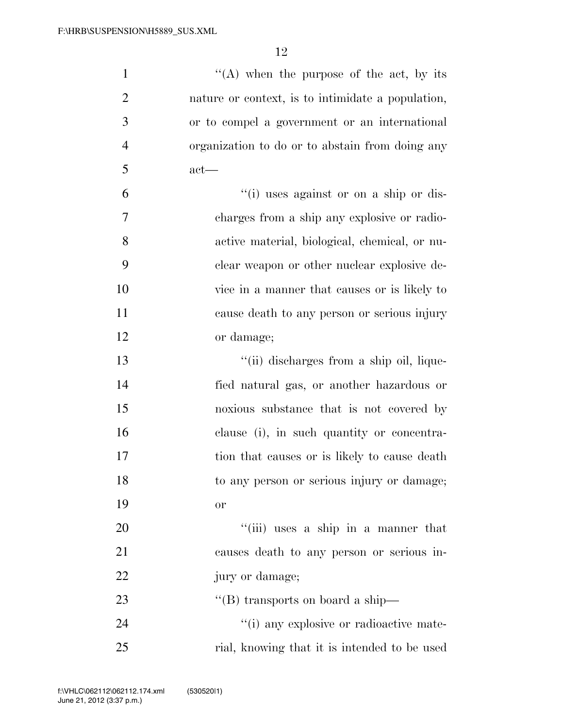''(A) when the purpose of the act, by its nature or context, is to intimidate a population, or to compel a government or an international organization to do or to abstain from doing any act—

''(i) uses against or on a ship or discharges from a ship any explosive or radioactive material, biological, chemical, or nuclear weapon or other nuclear explosive device in a manner that causes or is likely to cause death to any person or serious injury or damage;

''(ii) discharges from a ship oil, liquefied natural gas, or another hazardous or noxious substance that is not covered by clause (i), in such quantity or concentration that causes or is likely to cause death to any person or serious injury or damage; or

''(iii) uses a ship in a manner that causes death to any person or serious injury or damage;

''(B) transports on board a ship—

''(i) any explosive or radioactive material, knowing that it is intended to be used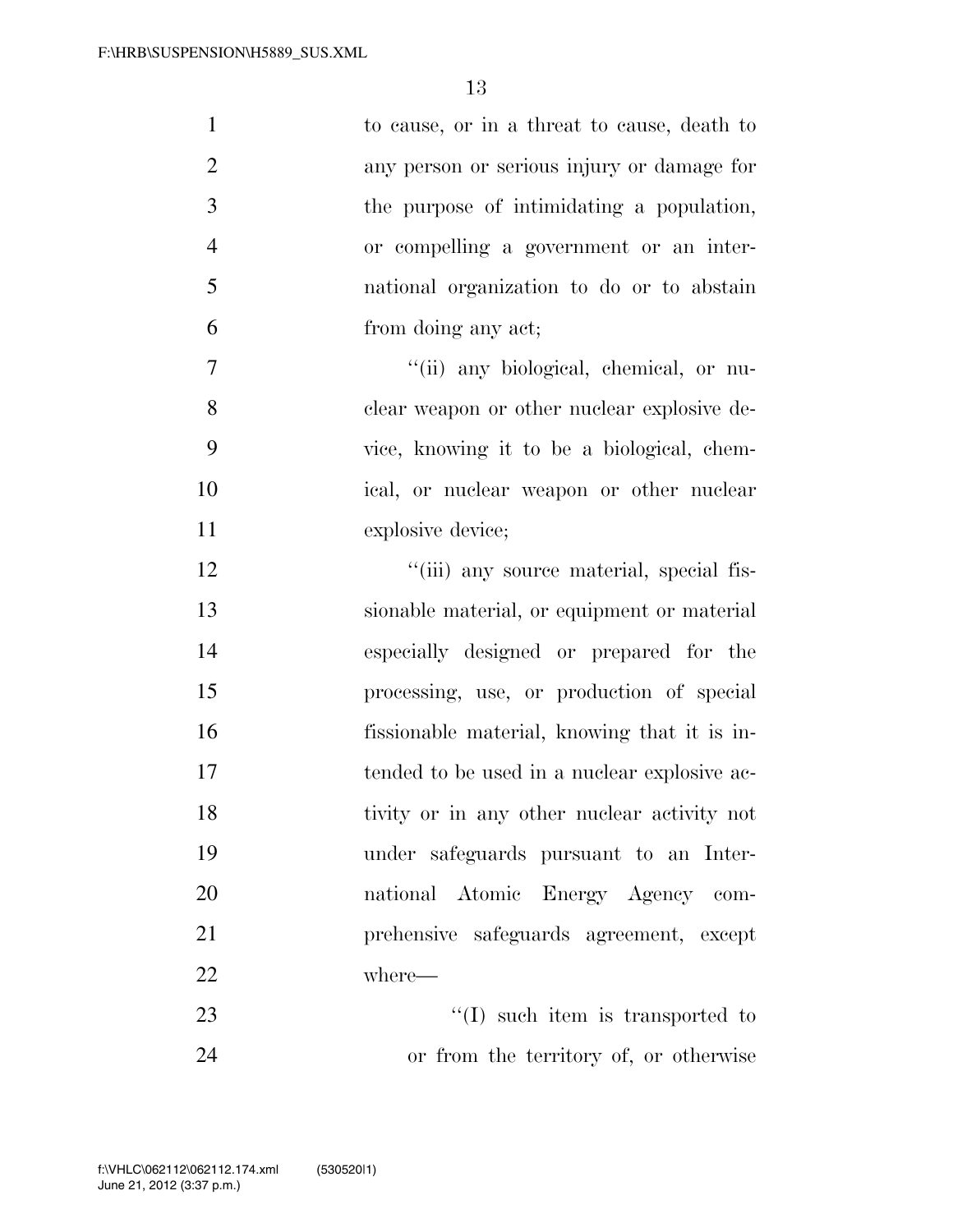to cause, or in a threat to cause, death to any person or serious injury or damage for the purpose of intimidating a population, or compelling a government or an international organization to do or to abstain from doing any act;

''(ii) any biological, chemical, or nuclear weapon or other nuclear explosive device, knowing it to be a biological, chemical, or nuclear weapon or other nuclear explosive device;

''(iii) any source material, special fissionable material, or equipment or material especially designed or prepared for the processing, use, or production of special fissionable material, knowing that it is intended to be used in a nuclear explosive activity or in any other nuclear activity not under safeguards pursuant to an International Atomic Energy Agency comprehensive safeguards agreement, except where—

''(I) such item is transported to or from the territory of, or otherwise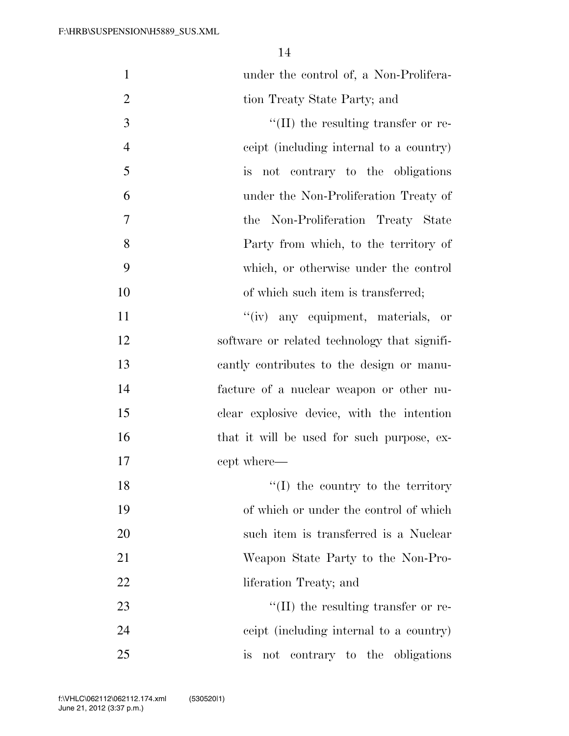under the control of, a Non-Proliferation Treaty State Party; and

''(II) the resulting transfer or receipt (including internal to a country) is not contrary to the obligations under the Non-Proliferation Treaty of the Non-Proliferation Treaty State Party from which, to the territory of which, or otherwise under the control of which such item is transferred;

''(iv) any equipment, materials, or software or related technology that significantly contributes to the design or manufacture of a nuclear weapon or other nuclear explosive device, with the intention that it will be used for such purpose, except where—

''(I) the country to the territory of which or under the control of which such item is transferred is a Nuclear Weapon State Party to the Non-Proliferation Treaty; and

''(II) the resulting transfer or receipt (including internal to a country) is not contrary to the obligations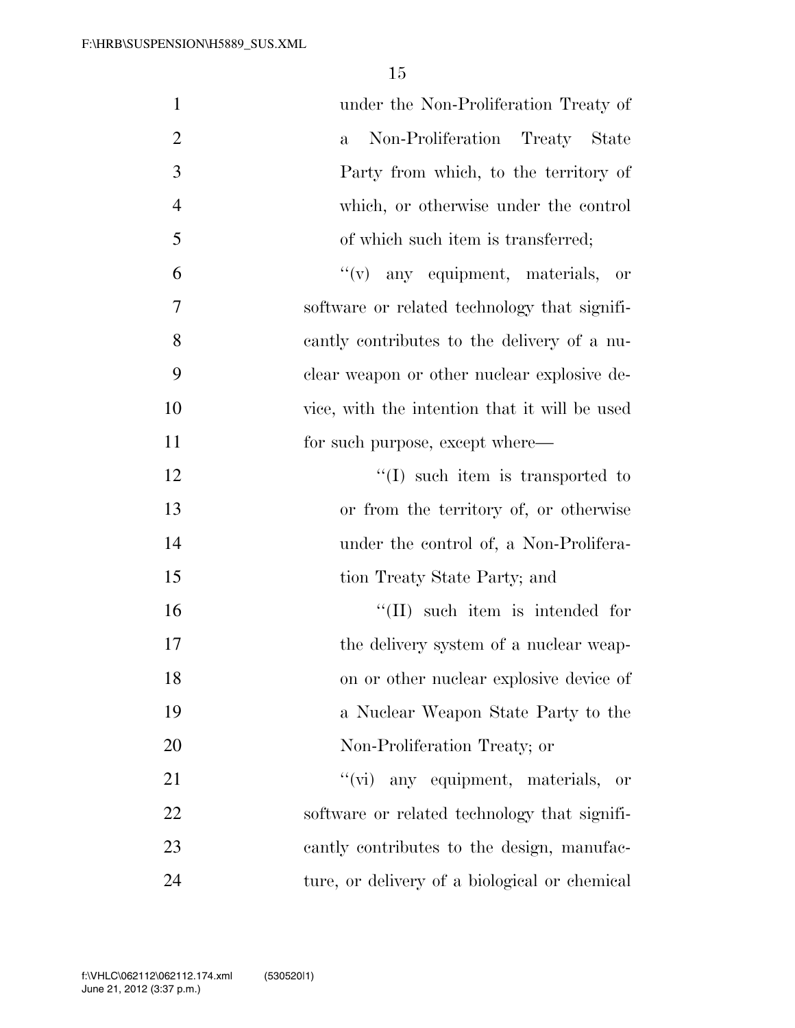under the Non-Proliferation Treaty of a Non-Proliferation Treaty State Party from which, to the territory of which, or otherwise under the control of which such item is transferred;

''(v) any equipment, materials, or software or related technology that significantly contributes to the delivery of a nuclear weapon or other nuclear explosive device, with the intention that it will be used for such purpose, except where—

''(I) such item is transported to or from the territory of, or otherwise under the control of, a Non-Proliferation Treaty State Party; and

''(II) such item is intended for the delivery system of a nuclear weapon or other nuclear explosive device of a Nuclear Weapon State Party to the Non-Proliferation Treaty; or

''(vi) any equipment, materials, or software or related technology that significantly contributes to the design, manufacture, or delivery of a biological or chemical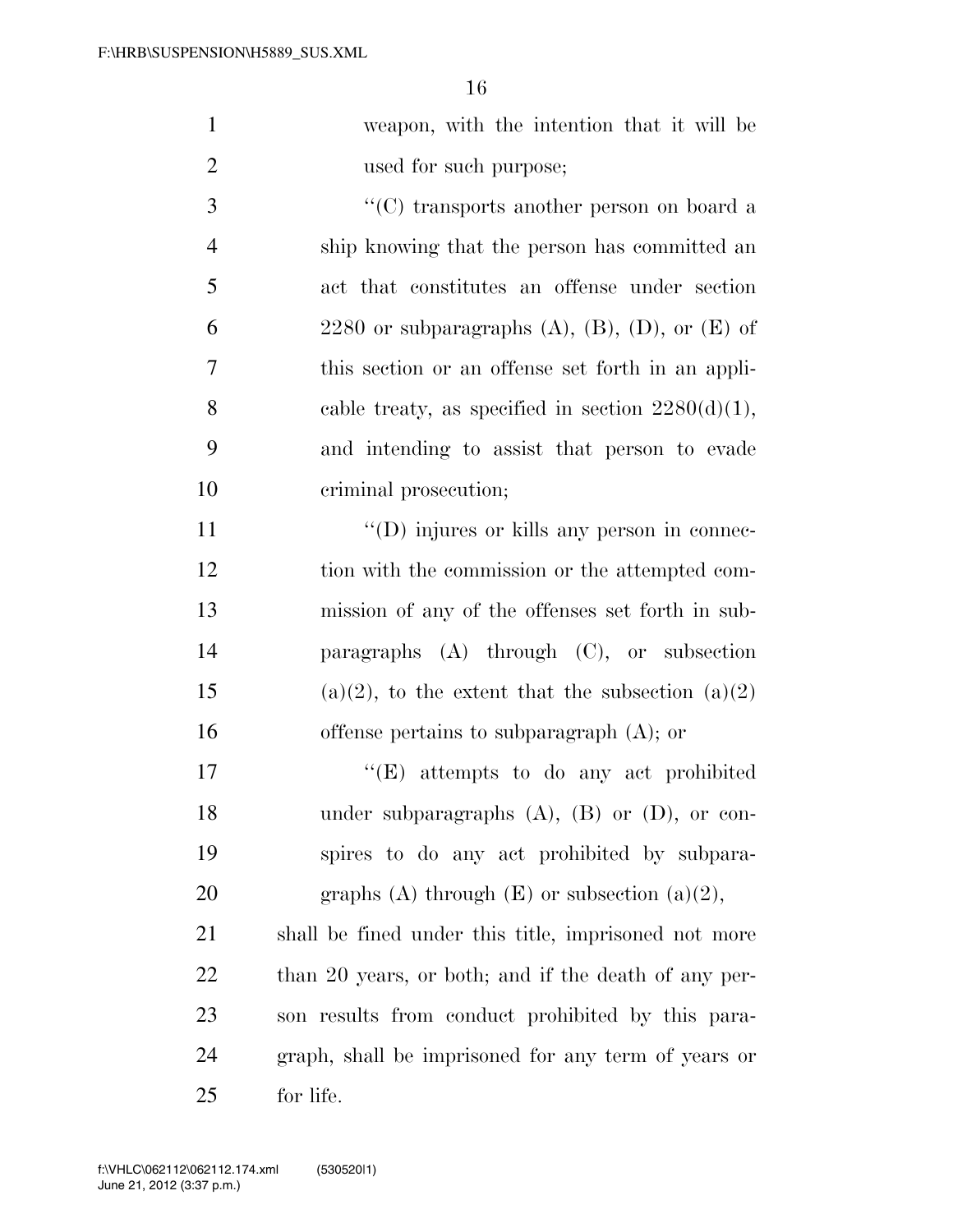weapon, with the intention that it will be used for such purpose;

''(C) transports another person on board a ship knowing that the person has committed an act that constitutes an offense under section 2280 or subparagraphs (A), (B), (D), or (E) of this section or an offense set forth in an applicable treaty, as specified in section 2280(d)(1), and intending to assist that person to evade criminal prosecution;

''(D) injures or kills any person in connection with the commission or the attempted commission of any of the offenses set forth in subparagraphs (A) through (C), or subsection (a)(2), to the extent that the subsection (a)(2) offense pertains to subparagraph (A); or

''(E) attempts to do any act prohibited under subparagraphs (A), (B) or (D), or conspires to do any act prohibited by subparagraphs (A) through (E) or subsection (a)(2),

shall be fined under this title, imprisoned not more than 20 years, or both; and if the death of any person results from conduct prohibited by this paragraph, shall be imprisoned for any term of years or for life.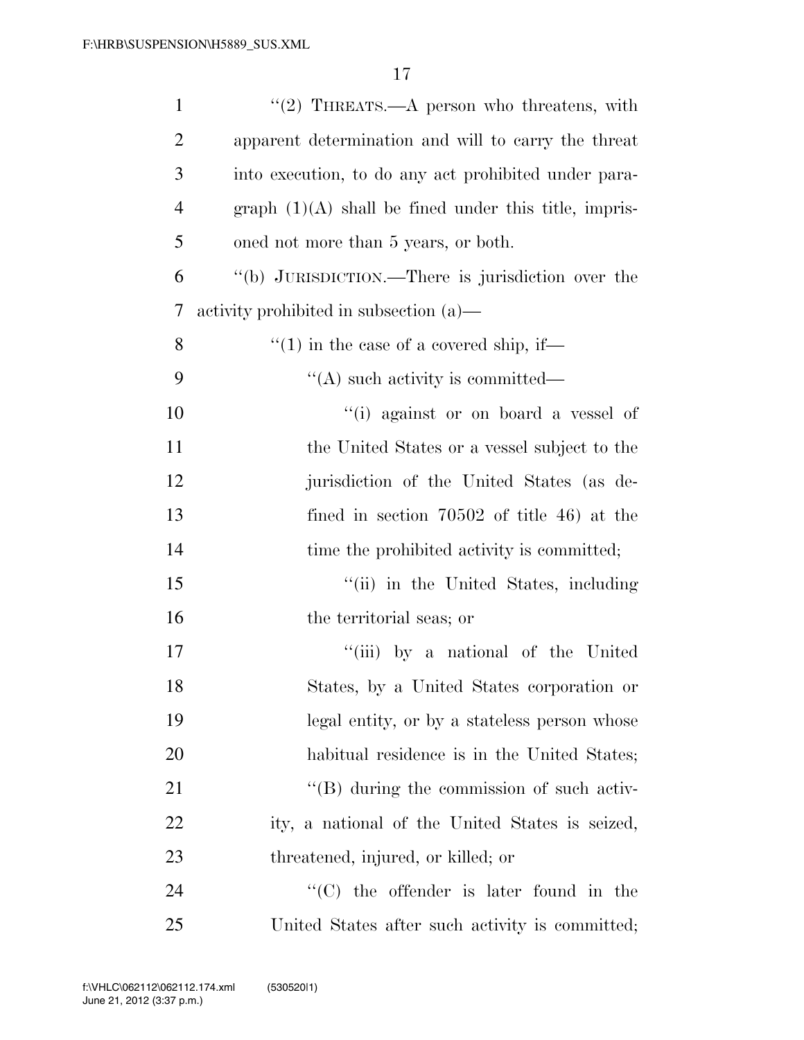"(2) THREATS.—A person who threatens, with apparent determination and will to carry the threat into execution, to do any act prohibited under paragraph (1)(A) shall be fined under this title, imprisoned not more than 5 years, or both.

"(b) JURISDICTION.—There is jurisdiction over the activity prohibited in subsection (a)—

"(1) in the case of a covered ship, if—

"(A) such activity is committed—

"(i) against or on board a vessel of the United States or a vessel subject to the jurisdiction of the United States (as defined in section 70502 of title 46) at the time the prohibited activity is committed;

"(ii) in the United States, including the territorial seas; or

"(iii) by a national of the United States, by a United States corporation or legal entity, or by a stateless person whose habitual residence is in the United States;

"(B) during the commission of such activity, a national of the United States is seized, threatened, injured, or killed; or

"(C) the offender is later found in the United States after such activity is committed;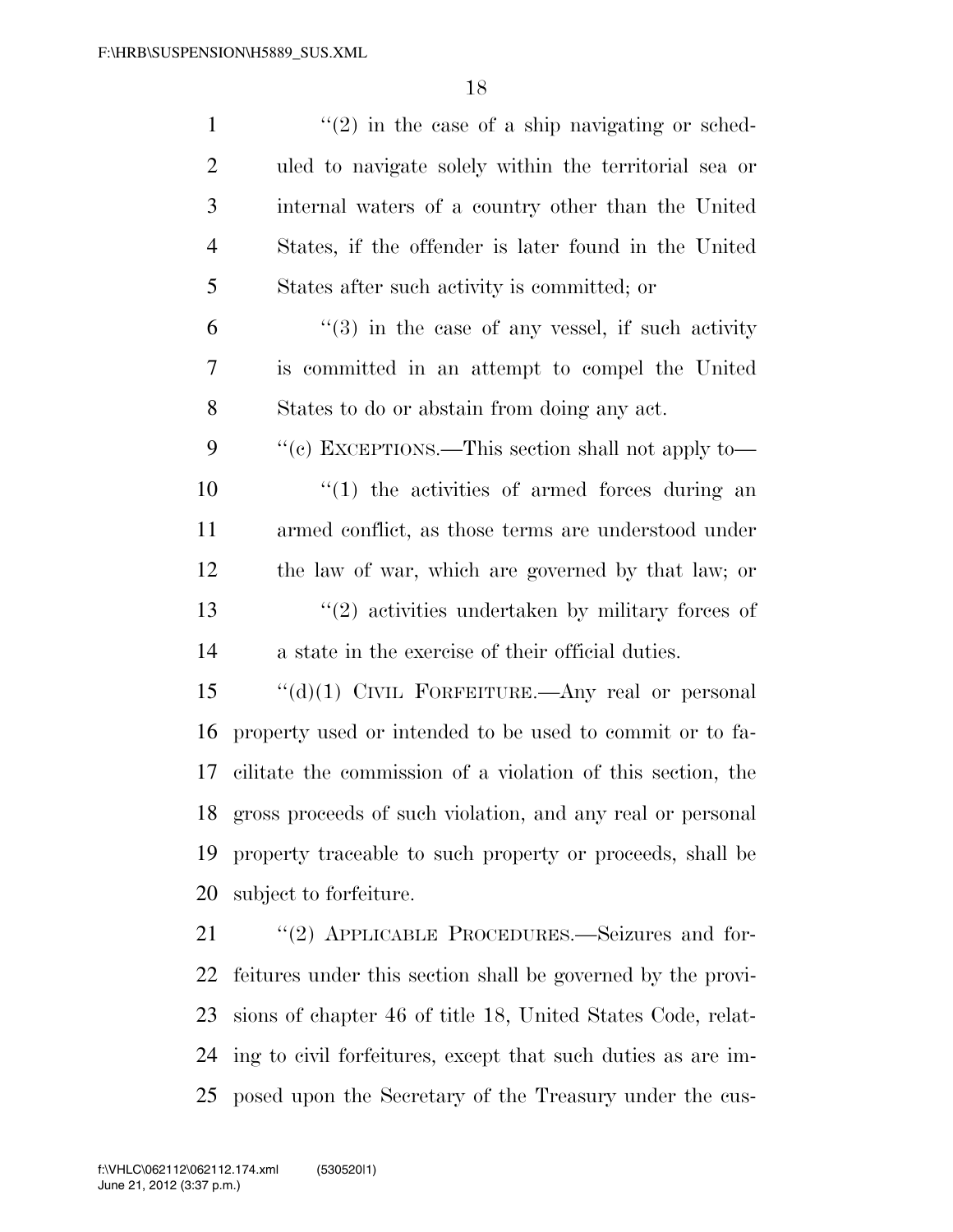"(2) in the case of a ship navigating or scheduled to navigate solely within the territorial sea or internal waters of a country other than the United States, if the offender is later found in the United States after such activity is committed; or

"(3) in the case of any vessel, if such activity is committed in an attempt to compel the United States to do or abstain from doing any act.

"(c) EXCEPTIONS.—This section shall not apply to—

"(1) the activities of armed forces during an armed conflict, as those terms are understood under the law of war, which are governed by that law; or

"(2) activities undertaken by military forces of a state in the exercise of their official duties.

"(d)(1) CIVIL FORFEITURE.—Any real or personal property used or intended to be used to commit or to facilitate the commission of a violation of this section, the gross proceeds of such violation, and any real or personal property traceable to such property or proceeds, shall be subject to forfeiture.

"(2) APPLICABLE PROCEDURES.—Seizures and forfeitures under this section shall be governed by the provisions of chapter 46 of title 18, United States Code, relating to civil forfeitures, except that such duties as are imposed upon the Secretary of the Treasury under the cus-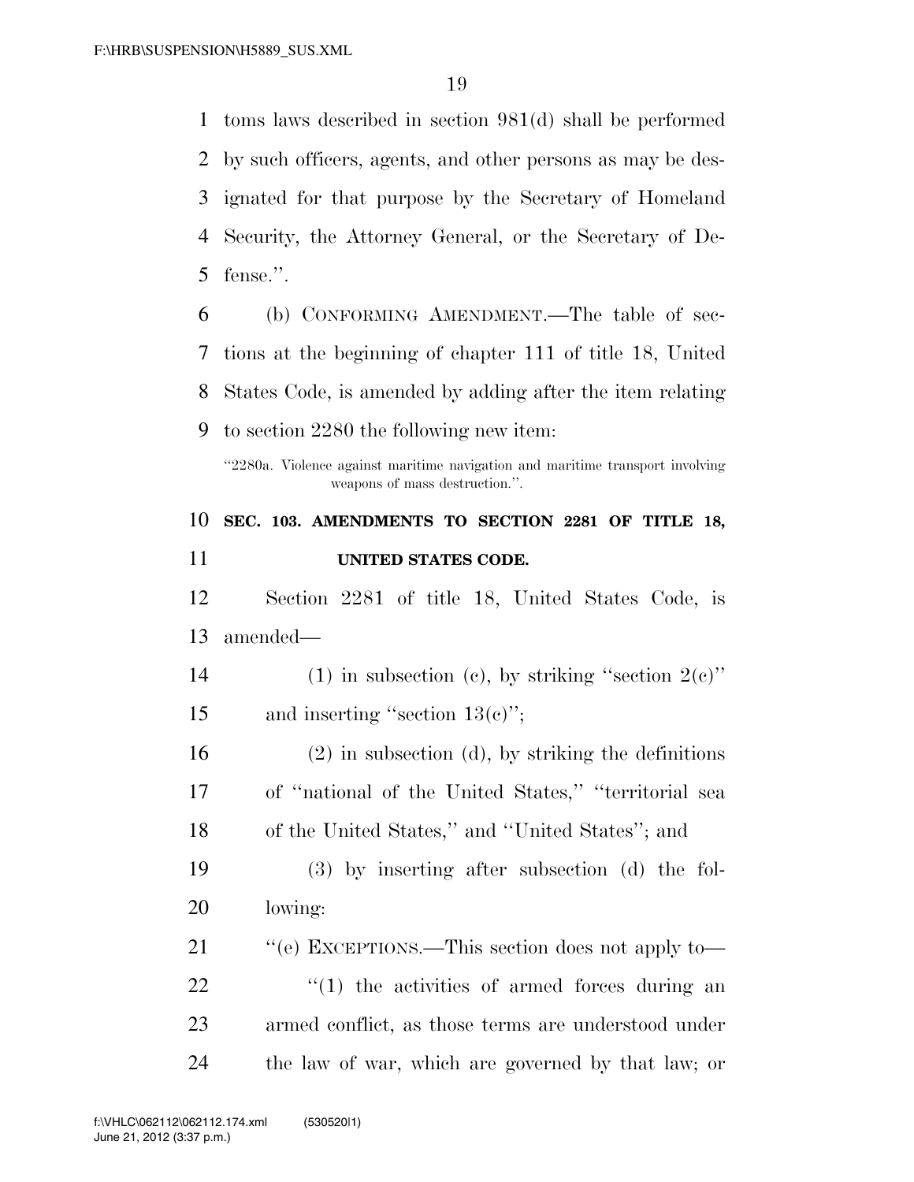toms laws described in section 981(d) shall be performed by such officers, agents, and other persons as may be designated for that purpose by the Secretary of Homeland Security, the Attorney General, or the Secretary of Defense.''.

(b) CONFORMING AMENDMENT.—The table of sections at the beginning of chapter 111 of title 18, United States Code, is amended by adding after the item relating to section 2280 the following new item:

> ''2280a. Violence against maritime navigation and maritime transport involving weapons of mass destruction.''.

### SEC. 103. AMENDMENTS TO SECTION 2281 OF TITLE 18, UNITED STATES CODE.

Section 2281 of title 18, United States Code, is amended—

(1) in subsection (c), by striking ''section 2(c)'' and inserting ''section 13(c)'';

(2) in subsection (d), by striking the definitions of ''national of the United States,'' ''territorial sea of the United States,'' and ''United States''; and

(3) by inserting after subsection (d) the following:

''(e) EXCEPTIONS.—This section does not apply to—

''(1) the activities of armed forces during an armed conflict, as those terms are understood under the law of war, which are governed by that law; or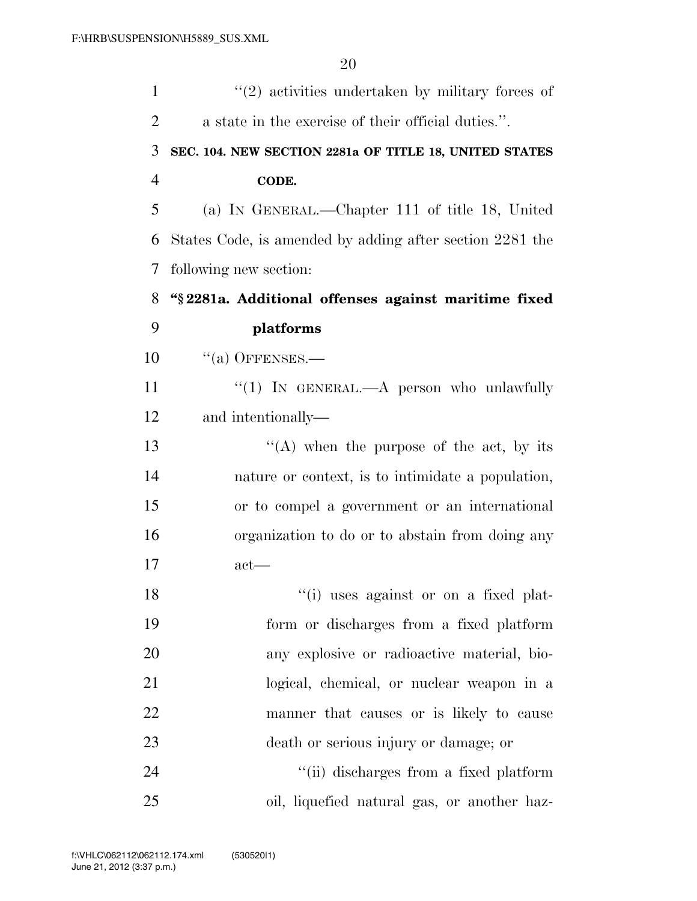''(2) activities undertaken by military forces of a state in the exercise of their official duties.''.

**SEC. 104. NEW SECTION 2281a OF TITLE 18, UNITED STATES CODE.**

(a) IN GENERAL.—Chapter 111 of title 18, United States Code, is amended by adding after section 2281 the following new section:

**''§ 2281a. Additional offenses against maritime fixed platforms**

''(a) OFFENSES.—

''(1) IN GENERAL.—A person who unlawfully and intentionally—

''(A) when the purpose of the act, by its nature or context, is to intimidate a population, or to compel a government or an international organization to do or to abstain from doing any act—

''(i) uses against or on a fixed platform or discharges from a fixed platform any explosive or radioactive material, biological, chemical, or nuclear weapon in a manner that causes or is likely to cause death or serious injury or damage; or

''(ii) discharges from a fixed platform oil, liquefied natural gas, or another haz-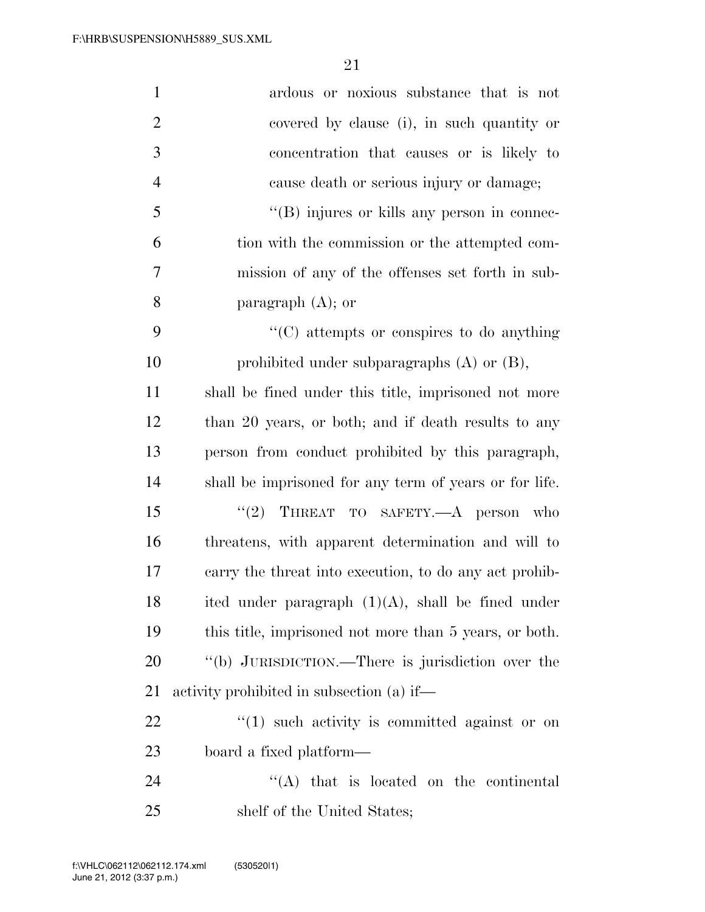ardous or noxious substance that is not covered by clause (i), in such quantity or concentration that causes or is likely to cause death or serious injury or damage;

''(B) injures or kills any person in connection with the commission or the attempted commission of any of the offenses set forth in subparagraph (A); or

''(C) attempts or conspires to do anything prohibited under subparagraphs (A) or (B),

shall be fined under this title, imprisoned not more than 20 years, or both; and if death results to any person from conduct prohibited by this paragraph, shall be imprisoned for any term of years or for life.

''(2) THREAT TO SAFETY.—A person who threatens, with apparent determination and will to carry the threat into execution, to do any act prohibited under paragraph (1)(A), shall be fined under this title, imprisoned not more than 5 years, or both.

''(b) JURISDICTION.—There is jurisdiction over the activity prohibited in subsection (a) if—

''(1) such activity is committed against or on board a fixed platform—

''(A) that is located on the continental shelf of the United States;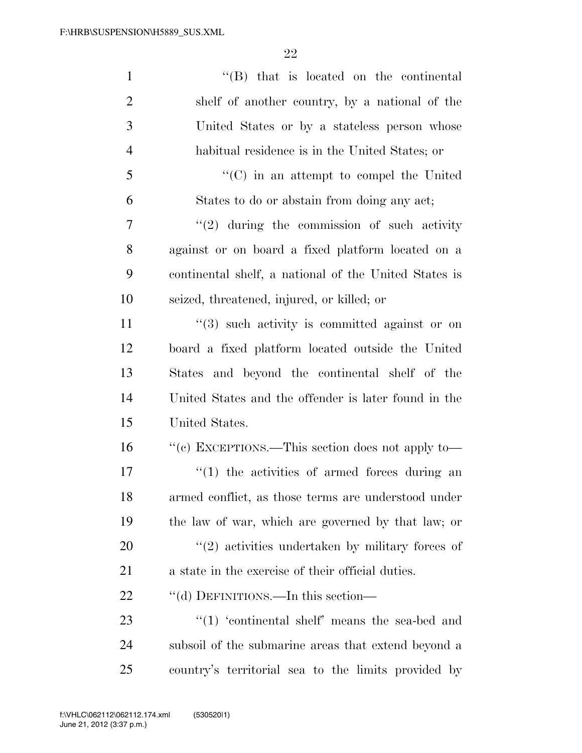"(B) that is located on the continental shelf of another country, by a national of the United States or by a stateless person whose habitual residence is in the United States; or

"(C) in an attempt to compel the United States to do or abstain from doing any act;

"(2) during the commission of such activity against or on board a fixed platform located on a continental shelf, a national of the United States is seized, threatened, injured, or killed; or

"(3) such activity is committed against or on board a fixed platform located outside the United States and beyond the continental shelf of the United States and the offender is later found in the United States.

"(c) EXCEPTIONS.—This section does not apply to—

"(1) the activities of armed forces during an armed conflict, as those terms are understood under the law of war, which are governed by that law; or

"(2) activities undertaken by military forces of a state in the exercise of their official duties.

"(d) DEFINITIONS.—In this section—

"(1) 'continental shelf' means the sea-bed and subsoil of the submarine areas that extend beyond a country's territorial sea to the limits provided by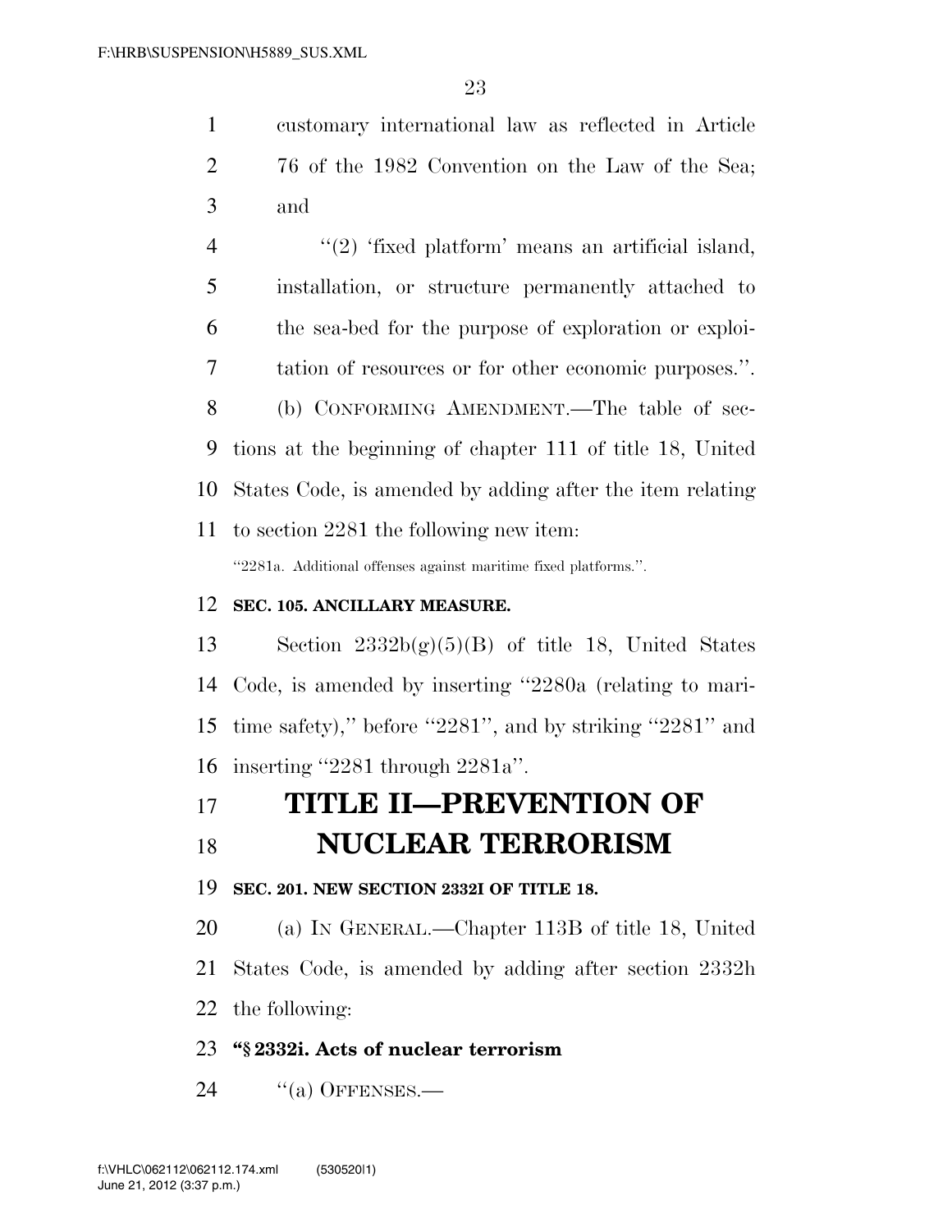customary international law as reflected in Article 76 of the 1982 Convention on the Law of the Sea; and

"(2) 'fixed platform' means an artificial island, installation, or structure permanently attached to the sea-bed for the purpose of exploration or exploitation of resources or for other economic purposes.".

(b) CONFORMING AMENDMENT.—The table of sections at the beginning of chapter 111 of title 18, United States Code, is amended by adding after the item relating to section 2281 the following new item:

"2281a. Additional offenses against maritime fixed platforms.".

**SEC. 105. ANCILLARY MEASURE.**

Section 2332b(g)(5)(B) of title 18, United States Code, is amended by inserting "2280a (relating to maritime safety)," before "2281", and by striking "2281" and inserting "2281 through 2281a".

# TITLE II—PREVENTION OF NUCLEAR TERRORISM

**SEC. 201. NEW SECTION 2332I OF TITLE 18.**

(a) IN GENERAL.—Chapter 113B of title 18, United States Code, is amended by adding after section 2332h the following:

**"§ 2332i. Acts of nuclear terrorism**

"(a) OFFENSES.—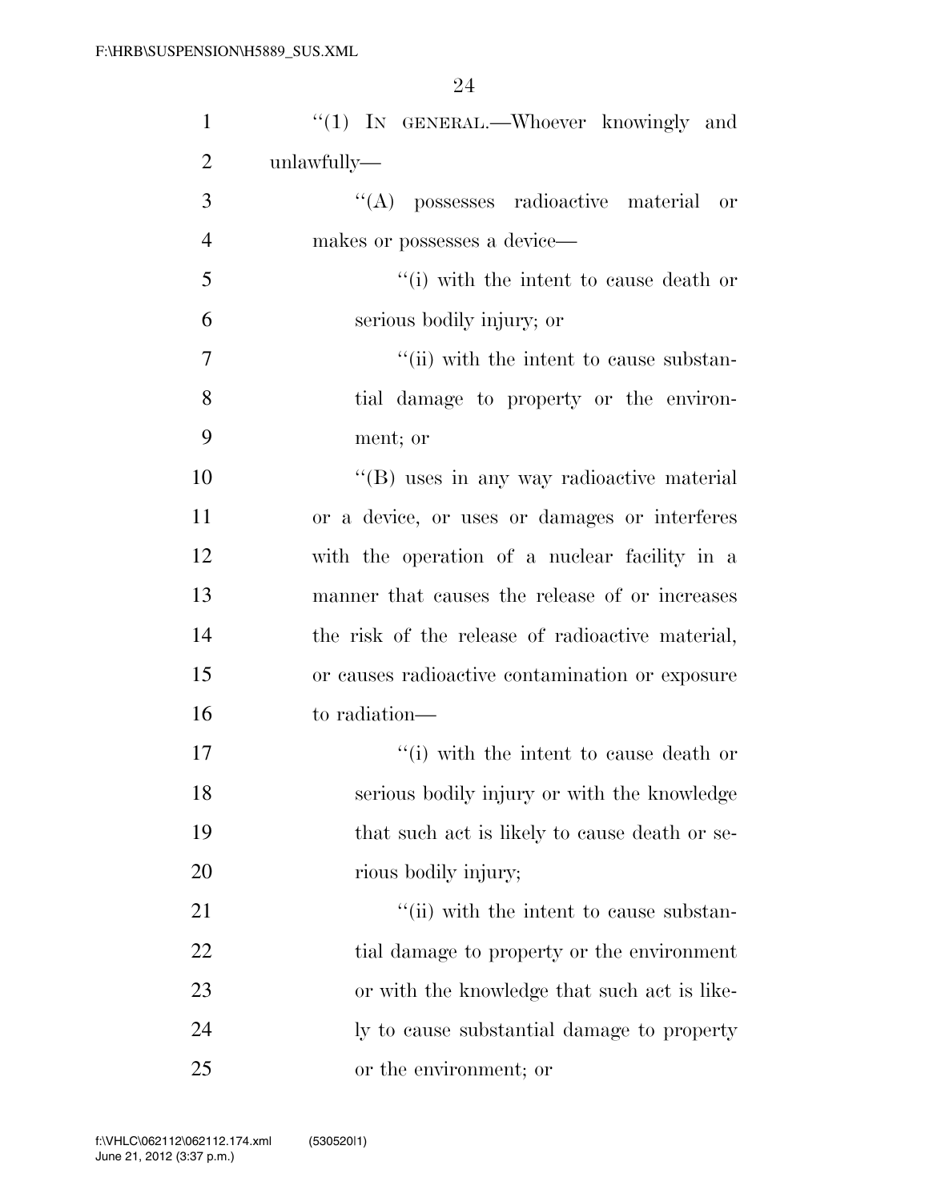''(1) IN GENERAL.—Whoever knowingly and unlawfully—

''(A) possesses radioactive material or makes or possesses a device—

''(i) with the intent to cause death or serious bodily injury; or

''(ii) with the intent to cause substantial damage to property or the environment; or

''(B) uses in any way radioactive material or a device, or uses or damages or interferes with the operation of a nuclear facility in a manner that causes the release of or increases the risk of the release of radioactive material, or causes radioactive contamination or exposure to radiation—

''(i) with the intent to cause death or serious bodily injury or with the knowledge that such act is likely to cause death or serious bodily injury;

''(ii) with the intent to cause substantial damage to property or the environment or with the knowledge that such act is likely to cause substantial damage to property or the environment; or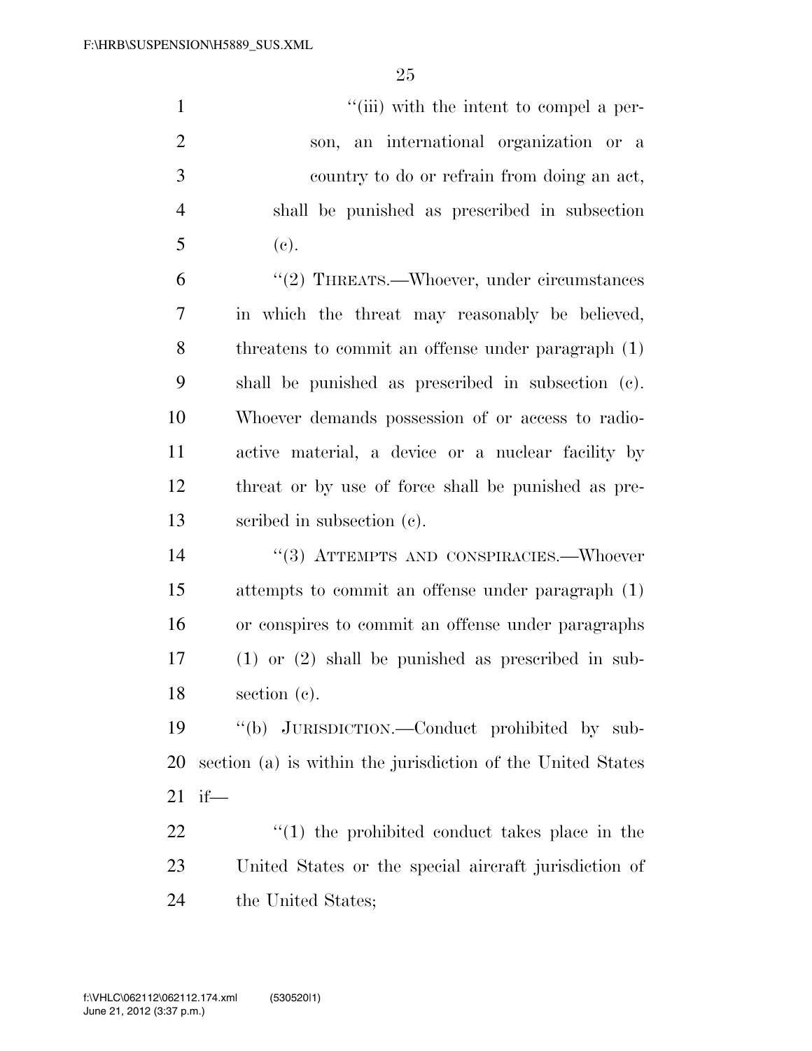"(iii) with the intent to compel a person, an international organization or a country to do or refrain from doing an act,

shall be punished as prescribed in subsection (c).

"(2) THREATS.—Whoever, under circumstances in which the threat may reasonably be believed, threatens to commit an offense under paragraph (1) shall be punished as prescribed in subsection (c). Whoever demands possession of or access to radioactive material, a device or a nuclear facility by threat or by use of force shall be punished as prescribed in subsection (c).

"(3) ATTEMPTS AND CONSPIRACIES.—Whoever attempts to commit an offense under paragraph (1) or conspires to commit an offense under paragraphs (1) or (2) shall be punished as prescribed in subsection (c).

"(b) JURISDICTION.—Conduct prohibited by subsection (a) is within the jurisdiction of the United States if—

"(1) the prohibited conduct takes place in the United States or the special aircraft jurisdiction of the United States;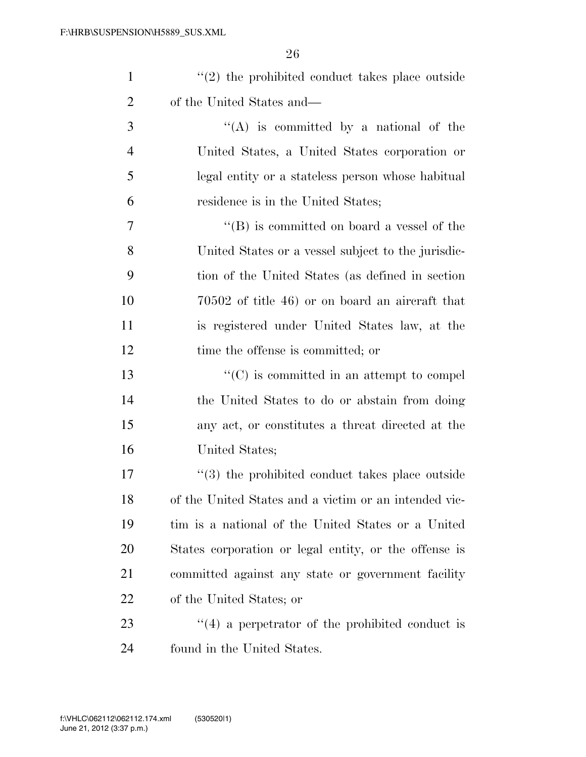''(2) the prohibited conduct takes place outside of the United States and—

''(A) is committed by a national of the United States, a United States corporation or legal entity or a stateless person whose habitual residence is in the United States;

''(B) is committed on board a vessel of the United States or a vessel subject to the jurisdiction of the United States (as defined in section 70502 of title 46) or on board an aircraft that is registered under United States law, at the time the offense is committed; or

''(C) is committed in an attempt to compel the United States to do or abstain from doing any act, or constitutes a threat directed at the United States;

''(3) the prohibited conduct takes place outside of the United States and a victim or an intended victim is a national of the United States or a United States corporation or legal entity, or the offense is committed against any state or government facility of the United States; or

''(4) a perpetrator of the prohibited conduct is found in the United States.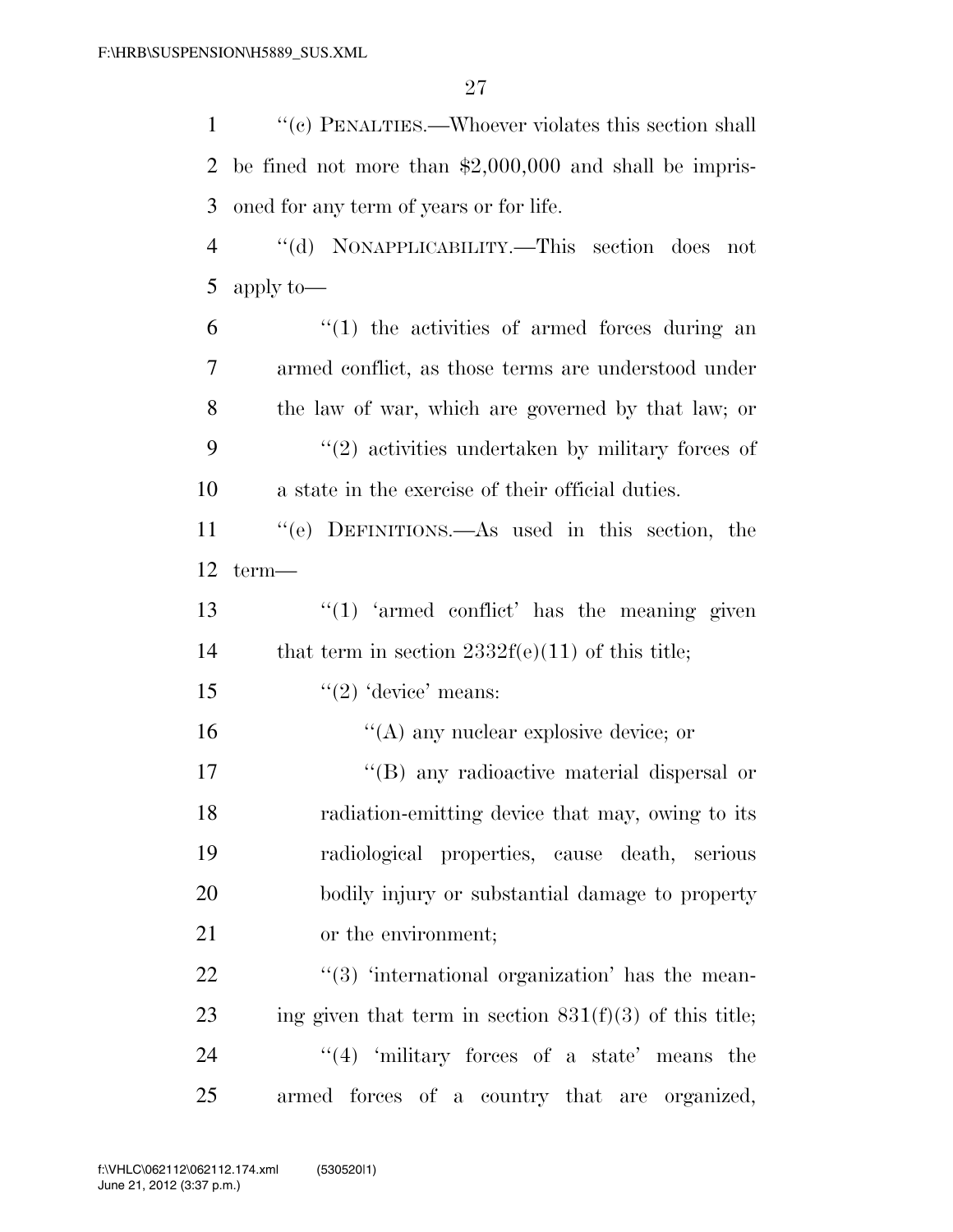"(c) PENALTIES.—Whoever violates this section shall be fined not more than $2,000,000 and shall be imprisoned for any term of years or for life.

"(d) NONAPPLICABILITY.—This section does not apply to—

"(1) the activities of armed forces during an armed conflict, as those terms are understood under the law of war, which are governed by that law; or

"(2) activities undertaken by military forces of a state in the exercise of their official duties.

"(e) DEFINITIONS.—As used in this section, the term—

"(1) 'armed conflict' has the meaning given that term in section 2332f(e)(11) of this title;

"(2) 'device' means:

"(A) any nuclear explosive device; or

"(B) any radioactive material dispersal or radiation-emitting device that may, owing to its radiological properties, cause death, serious bodily injury or substantial damage to property or the environment;

"(3) 'international organization' has the meaning given that term in section 831(f)(3) of this title;

"(4) 'military forces of a state' means the armed forces of a country that are organized,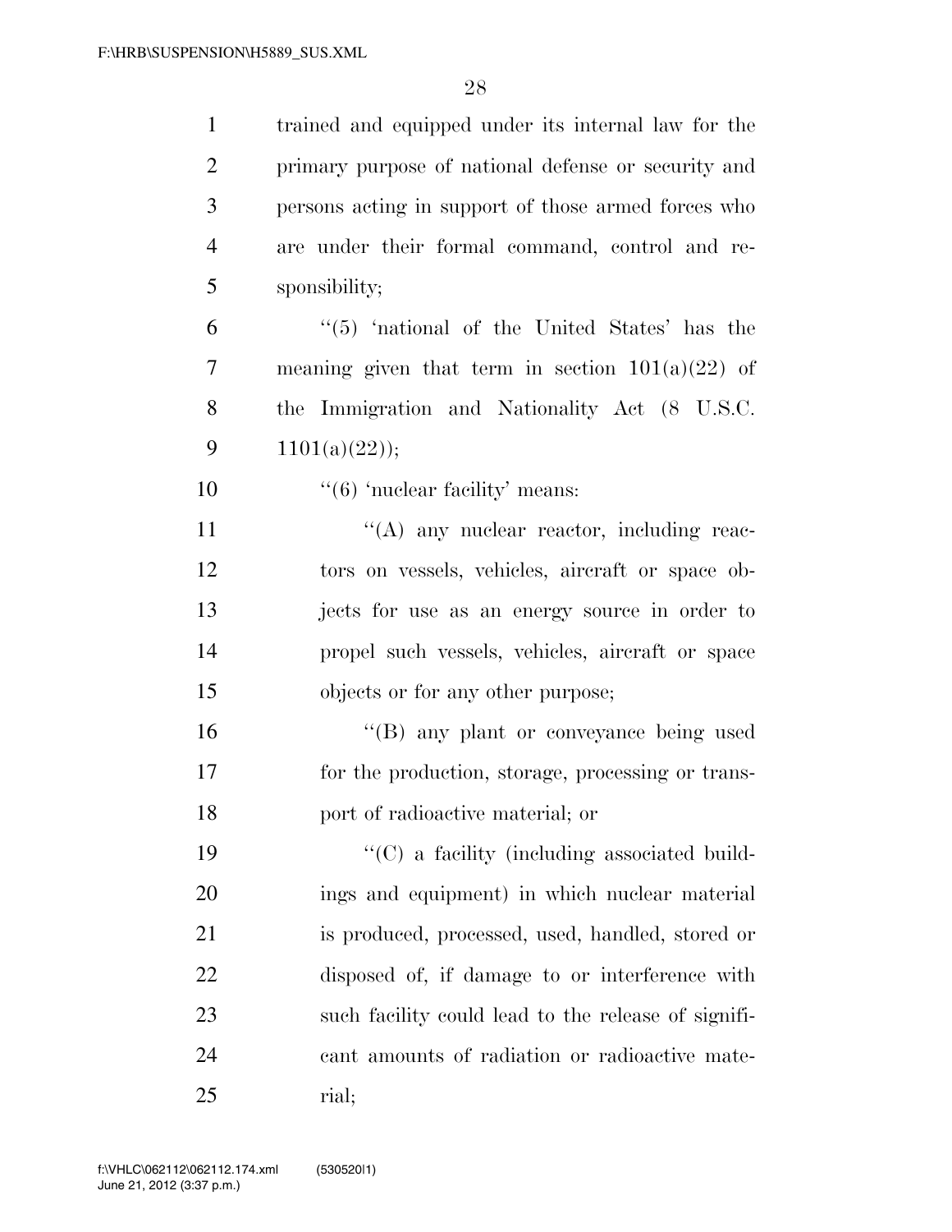trained and equipped under its internal law for the primary purpose of national defense or security and persons acting in support of those armed forces who are under their formal command, control and responsibility;

''(5) 'national of the United States' has the meaning given that term in section 101(a)(22) of the Immigration and Nationality Act (8 U.S.C. 1101(a)(22));

''(6) 'nuclear facility' means:

''(A) any nuclear reactor, including reactors on vessels, vehicles, aircraft or space objects for use as an energy source in order to propel such vessels, vehicles, aircraft or space objects or for any other purpose;

''(B) any plant or conveyance being used for the production, storage, processing or transport of radioactive material; or

''(C) a facility (including associated buildings and equipment) in which nuclear material is produced, processed, used, handled, stored or disposed of, if damage to or interference with such facility could lead to the release of significant amounts of radiation or radioactive material;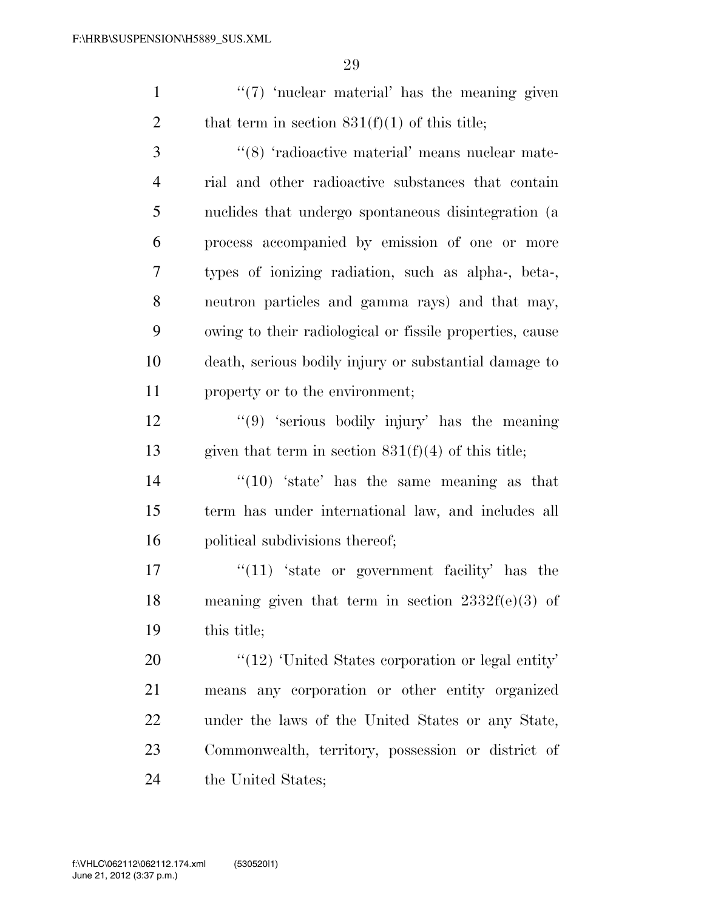''(7) 'nuclear material' has the meaning given that term in section 831(f)(1) of this title;

''(8) 'radioactive material' means nuclear material and other radioactive substances that contain nuclides that undergo spontaneous disintegration (a process accompanied by emission of one or more types of ionizing radiation, such as alpha-, beta-, neutron particles and gamma rays) and that may, owing to their radiological or fissile properties, cause death, serious bodily injury or substantial damage to property or to the environment;

''(9) 'serious bodily injury' has the meaning given that term in section 831(f)(4) of this title;

''(10) 'state' has the same meaning as that term has under international law, and includes all political subdivisions thereof;

''(11) 'state or government facility' has the meaning given that term in section 2332f(e)(3) of this title;

''(12) 'United States corporation or legal entity' means any corporation or other entity organized under the laws of the United States or any State, Commonwealth, territory, possession or district of the United States;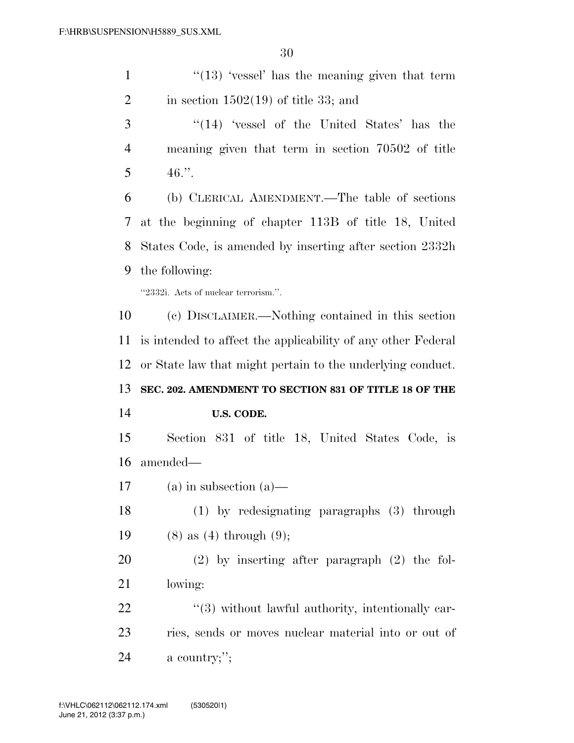"(13) 'vessel' has the meaning given that term in section 1502(19) of title 33; and

"(14) 'vessel of the United States' has the meaning given that term in section 70502 of title 46.".

(b) CLERICAL AMENDMENT.—The table of sections at the beginning of chapter 113B of title 18, United States Code, is amended by inserting after section 2332h the following:

"2332i. Acts of nuclear terrorism.".

(c) DISCLAIMER.—Nothing contained in this section is intended to affect the applicability of any other Federal or State law that might pertain to the underlying conduct.

**SEC. 202. AMENDMENT TO SECTION 831 OF TITLE 18 OF THE U.S. CODE.**

Section 831 of title 18, United States Code, is amended—

(a) in subsection (a)—

(1) by redesignating paragraphs (3) through (8) as (4) through (9);

(2) by inserting after paragraph (2) the following:

"(3) without lawful authority, intentionally carries, sends or moves nuclear material into or out of a country;";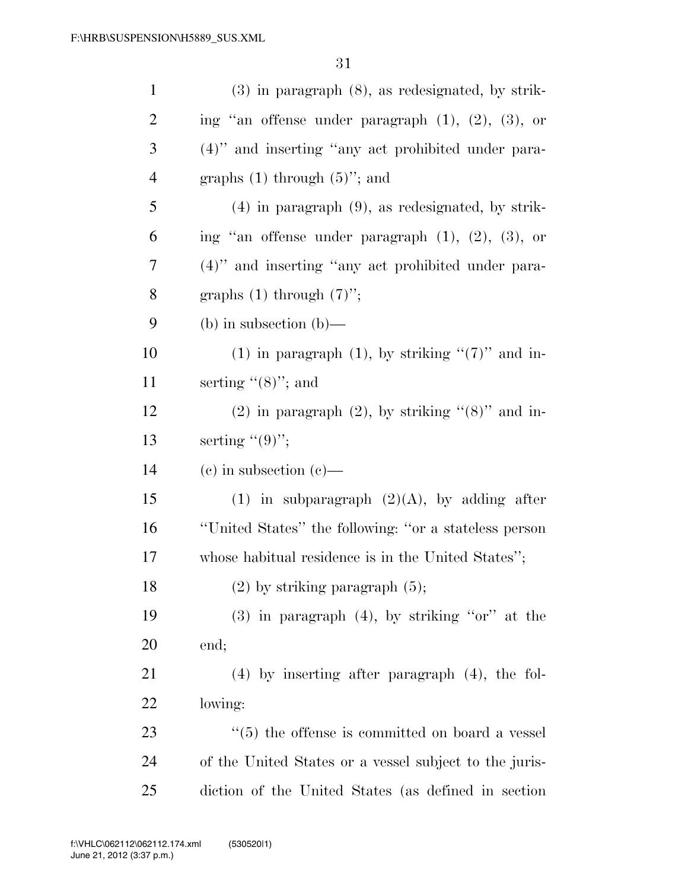(3) in paragraph (8), as redesignated, by striking "an offense under paragraph (1), (2), (3), or (4)" and inserting "any act prohibited under paragraphs (1) through (5)"; and

(4) in paragraph (9), as redesignated, by striking "an offense under paragraph (1), (2), (3), or (4)" and inserting "any act prohibited under paragraphs (1) through (7)";

(b) in subsection (b)—

(1) in paragraph (1), by striking "(7)" and inserting "(8)"; and

(2) in paragraph (2), by striking "(8)" and inserting "(9)";

(c) in subsection (c)—

(1) in subparagraph (2)(A), by adding after "United States" the following: "or a stateless person whose habitual residence is in the United States";

(2) by striking paragraph (5);

(3) in paragraph (4), by striking "or" at the end;

(4) by inserting after paragraph (4), the following:

"(5) the offense is committed on board a vessel of the United States or a vessel subject to the jurisdiction of the United States (as defined in section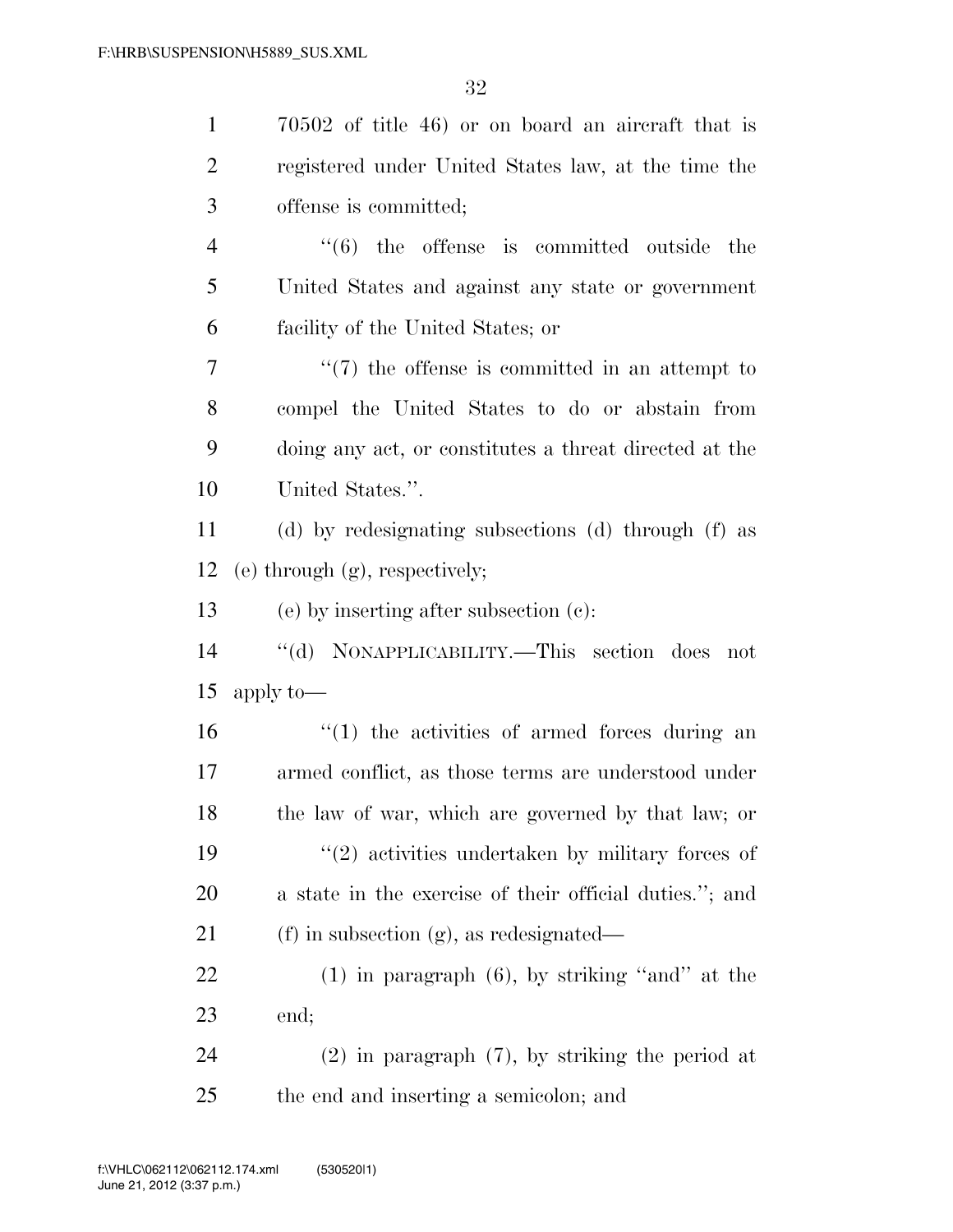70502 of title 46) or on board an aircraft that is registered under United States law, at the time the offense is committed;

"(6) the offense is committed outside the United States and against any state or government facility of the United States; or

"(7) the offense is committed in an attempt to compel the United States to do or abstain from doing any act, or constitutes a threat directed at the United States.".

(d) by redesignating subsections (d) through (f) as (e) through (g), respectively;

(e) by inserting after subsection (c):

"(d) NONAPPLICABILITY.—This section does not apply to—

"(1) the activities of armed forces during an armed conflict, as those terms are understood under the law of war, which are governed by that law; or

"(2) activities undertaken by military forces of a state in the exercise of their official duties."; and

(f) in subsection (g), as redesignated—

(1) in paragraph (6), by striking "and" at the end;

(2) in paragraph (7), by striking the period at the end and inserting a semicolon; and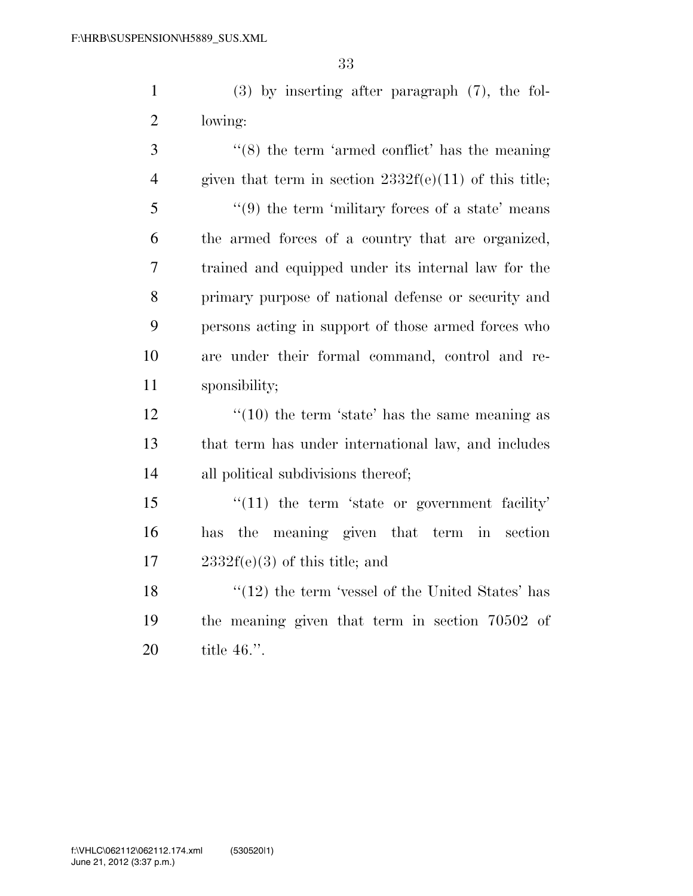(3) by inserting after paragraph (7), the following:

"(8) the term 'armed conflict' has the meaning given that term in section 2332f(e)(11) of this title;

"(9) the term 'military forces of a state' means the armed forces of a country that are organized, trained and equipped under its internal law for the primary purpose of national defense or security and persons acting in support of those armed forces who are under their formal command, control and responsibility;

"(10) the term 'state' has the same meaning as that term has under international law, and includes all political subdivisions thereof;

"(11) the term 'state or government facility' has the meaning given that term in section 2332f(e)(3) of this title; and

"(12) the term 'vessel of the United States' has the meaning given that term in section 70502 of title 46.".